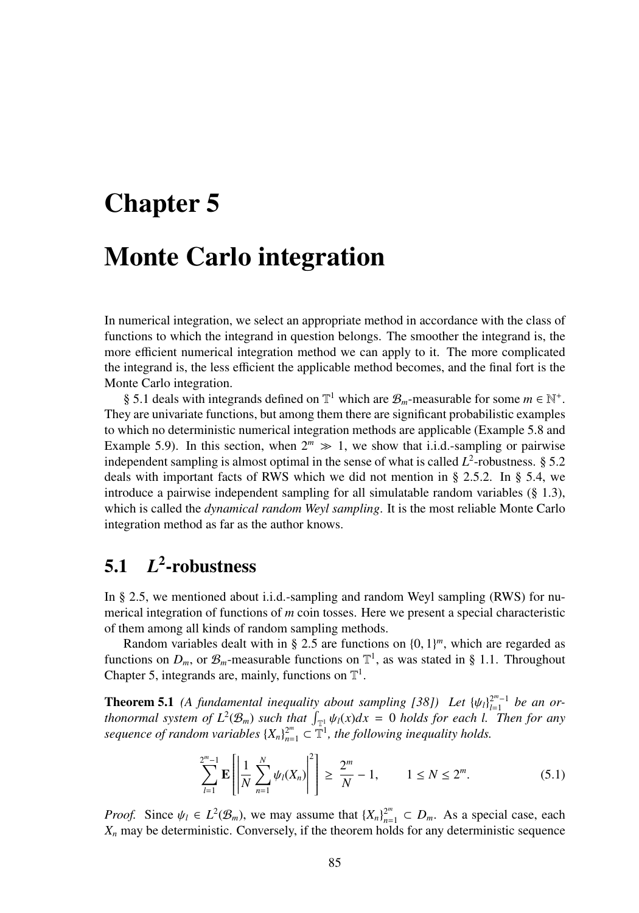# Chapter 5

# Monte Carlo integration

In numerical integration, we select an appropriate method in accordance with the class of functions to which the integrand in question belongs. The smoother the integrand is, the more efficient numerical integration method we can apply to it. The more complicated the integrand is, the less efficient the applicable method becomes, and the final fort is the Monte Carlo integration.

§ 5.1 deals with integrands defined on $\mathbb{T}^1$ which are $\mathcal{B}_m$-measurable for some $m \in \mathbb{N}^+$. They are univariate functions, but among them there are significant probabilistic examples to which no deterministic numerical integration methods are applicable (Example 5.8 and Example 5.9). In this section, when $2^m \gg 1$, we show that i.i.d.-sampling or pairwise independent sampling is almost optimal in the sense of what is called $L^2$-robustness. § 5.2 deals with important facts of RWS which we did not mention in § 2.5.2. In § 5.4, we introduce a pairwise independent sampling for all simulatable random variables (§ 1.3), which is called the *dynamical random Weyl sampling*. It is the most reliable Monte Carlo integration method as far as the author knows.

## 5.1 $L^2$-robustness

In § 2.5, we mentioned about i.i.d.-sampling and random Weyl sampling (RWS) for numerical integration of functions of $m$ coin tosses. Here we present a special characteristic of them among all kinds of random sampling methods.

Random variables dealt with in § 2.5 are functions on $\{0, 1\}^m$, which are regarded as functions on $D_m$, or $\mathcal{B}_m$-measurable functions on $\mathbb{T}^1$, as was stated in § 1.1. Throughout Chapter 5, integrands are, mainly, functions on $\mathbb{T}^1$.

**Theorem 5.1** *(A fundamental inequality about sampling [38]) Let $\{\psi_l\}_{l=1}^{2^m-1}$ be an orthonormal system of $L^2(\mathcal{B}_m)$ such that $\int_{\mathbb{T}^1} \psi_l(x)dx = 0$ holds for each $l$. Then for any sequence of random variables $\{X_n\}_{n=1}^{2^m} \subset \mathbb{T}^1$, the following inequality holds.*

$$\sum_{l=1}^{2^m-1} \mathbf{E}\left[\left|\frac{1}{N}\sum_{n=1}^{N}\psi_l(X_n)\right|^2\right] \geq \frac{2^m}{N} - 1, \qquad 1 \leq N \leq 2^m. \tag{5.1}$$

*Proof.* Since $\psi_l \in L^2(\mathcal{B}_m)$, we may assume that $\{X_n\}_{n=1}^{2^m} \subset D_m$. As a special case, each $X_n$ may be deterministic. Conversely, if the theorem holds for any deterministic sequence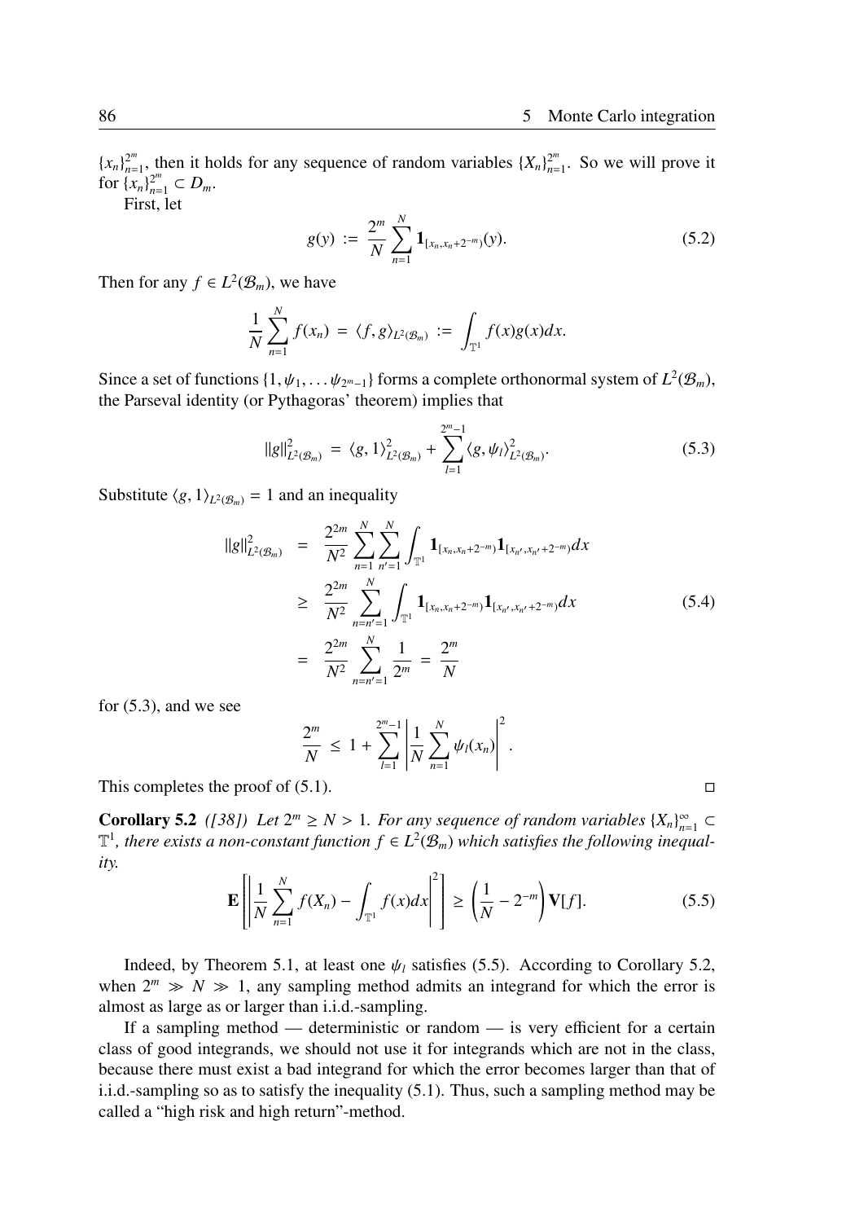$\{x_n\}_{n=1}^{2^m}$, then it holds for any sequence of random variables $\{X_n\}_{n=1}^{2^m}$. So we will prove it for $\{x_n\}_{n=1}^{2^m} \subset D_m$.

First, let

$$g(y) := \frac{2^m}{N} \sum_{n=1}^{N} \mathbf{1}_{[x_n, x_n+2^{-m})}(y). \tag{5.2}$$

Then for any $f \in L^2(\mathcal{B}_m)$, we have

$$\frac{1}{N} \sum_{n=1}^{N} f(x_n) = \langle f, g \rangle_{L^2(\mathcal{B}_m)} := \int_{\mathbb{T}^1} f(x) g(x) dx.$$

Since a set of functions $\{1, \psi_1, \ldots \psi_{2^m-1}\}$ forms a complete orthonormal system of $L^2(\mathcal{B}_m)$, the Parseval identity (or Pythagoras' theorem) implies that

$$\|g\|^2_{L^2(\mathcal{B}_m)} = \langle g, 1 \rangle^2_{L^2(\mathcal{B}_m)} + \sum_{l=1}^{2^m-1} \langle g, \psi_l \rangle^2_{L^2(\mathcal{B}_m)}. \tag{5.3}$$

Substitute $\langle g, 1 \rangle_{L^2(\mathcal{B}_m)} = 1$ and an inequality

$$\begin{aligned}
\|g\|^2_{L^2(\mathcal{B}_m)} &= \frac{2^{2m}}{N^2} \sum_{n=1}^{N} \sum_{n'=1}^{N} \int_{\mathbb{T}^1} \mathbf{1}_{[x_n, x_n+2^{-m})} \mathbf{1}_{[x_{n'}, x_{n'}+2^{-m})} dx \\
&\geq \frac{2^{2m}}{N^2} \sum_{n=n'=1}^{N} \int_{\mathbb{T}^1} \mathbf{1}_{[x_n, x_n+2^{-m})} \mathbf{1}_{[x_{n'}, x_{n'}+2^{-m})} dx \\
&= \frac{2^{2m}}{N^2} \sum_{n=n'=1}^{N} \frac{1}{2^m} = \frac{2^m}{N}
\end{aligned} \tag{5.4}$$

for (5.3), and we see

$$\frac{2^m}{N} \leq 1 + \sum_{l=1}^{2^m-1} \left| \frac{1}{N} \sum_{n=1}^{N} \psi_l(x_n) \right|^2.$$

This completes the proof of (5.1). □

**Corollary 5.2** *([38]) Let $2^m \geq N > 1$. For any sequence of random variables $\{X_n\}_{n=1}^{\infty} \subset \mathbb{T}^1$, there exists a non-constant function $f \in L^2(\mathcal{B}_m)$ which satisfies the following inequality.*

$$\mathbf{E}\left[ \left| \frac{1}{N} \sum_{n=1}^{N} f(X_n) - \int_{\mathbb{T}^1} f(x) dx \right|^2 \right] \geq \left( \frac{1}{N} - 2^{-m} \right) \mathbf{V}[f]. \tag{5.5}$$

Indeed, by Theorem 5.1, at least one $\psi_l$ satisfies (5.5). According to Corollary 5.2, when $2^m \gg N \gg 1$, any sampling method admits an integrand for which the error is almost as large as or larger than i.i.d.-sampling.

If a sampling method — deterministic or random — is very efficient for a certain class of good integrands, we should not use it for integrands which are not in the class, because there must exist a bad integrand for which the error becomes larger than that of i.i.d.-sampling so as to satisfy the inequality (5.1). Thus, such a sampling method may be called a "high risk and high return"-method.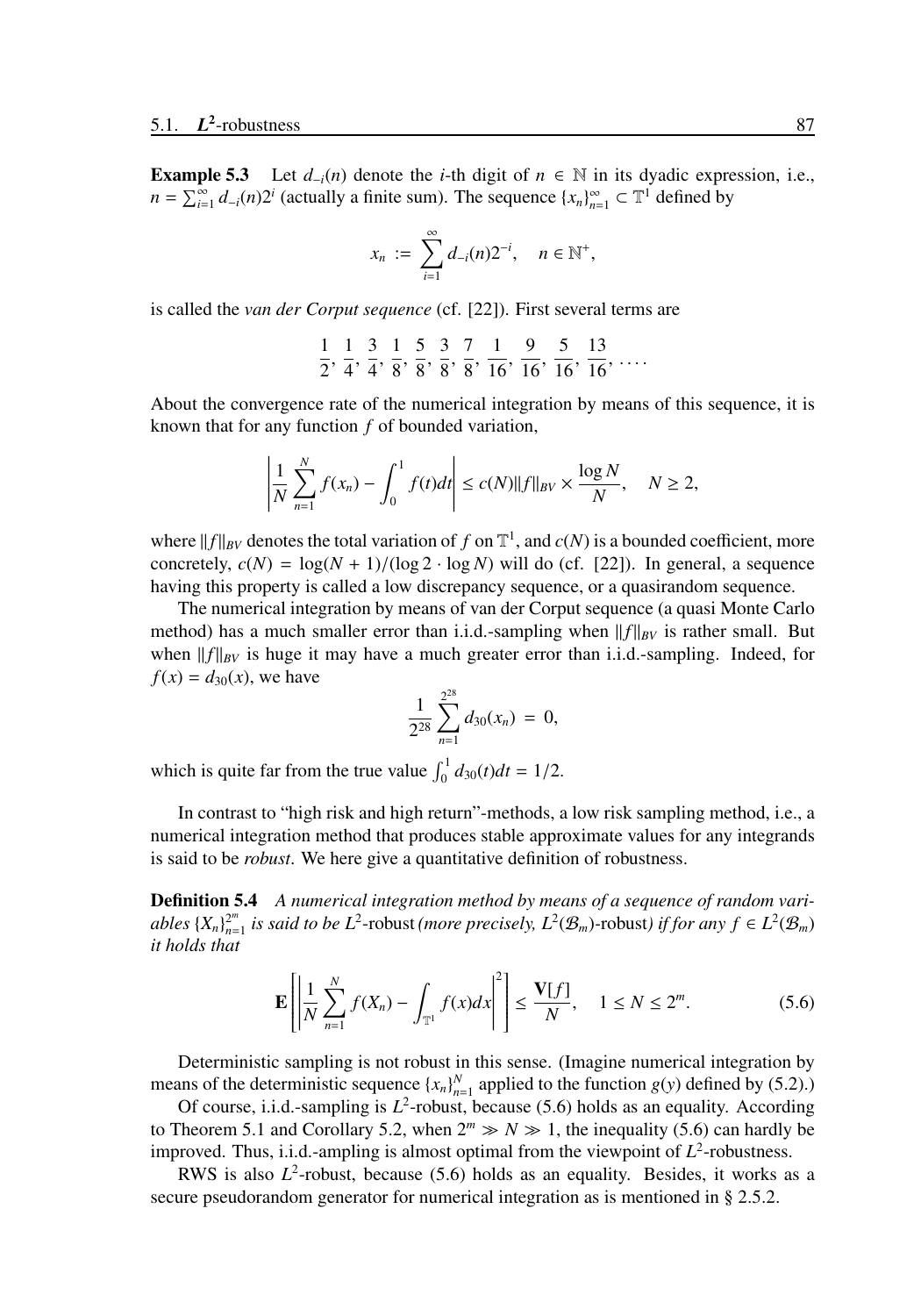**Example 5.3** Let $d_{-i}(n)$ denote the $i$-th digit of $n \in \mathbb{N}$ in its dyadic expression, i.e., $n = \sum_{i=1}^{\infty} d_{-i}(n)2^i$ (actually a finite sum). The sequence $\{x_n\}_{n=1}^{\infty} \subset \mathbb{T}^1$ defined by

$$x_n := \sum_{i=1}^{\infty} d_{-i}(n)2^{-i}, \quad n \in \mathbb{N}^+,$$

is called the *van der Corput sequence* (cf. [22]). First several terms are

$$\frac{1}{2}, \frac{1}{4}, \frac{3}{4}, \frac{1}{8}, \frac{5}{8}, \frac{3}{8}, \frac{7}{8}, \frac{1}{16}, \frac{9}{16}, \frac{5}{16}, \frac{13}{16}, \ldots.$$

About the convergence rate of the numerical integration by means of this sequence, it is known that for any function $f$ of bounded variation,

$$\left| \frac{1}{N} \sum_{n=1}^{N} f(x_n) - \int_0^1 f(t)dt \right| \leq c(N) \|f\|_{BV} \times \frac{\log N}{N}, \quad N \geq 2,$$

where $\|f\|_{BV}$ denotes the total variation of $f$ on $\mathbb{T}^1$, and $c(N)$ is a bounded coefficient, more concretely, $c(N) = \log(N+1)/(\log 2 \cdot \log N)$ will do (cf. [22]). In general, a sequence having this property is called a low discrepancy sequence, or a quasirandom sequence.

The numerical integration by means of van der Corput sequence (a quasi Monte Carlo method) has a much smaller error than i.i.d.-sampling when $\|f\|_{BV}$ is rather small. But when $\|f\|_{BV}$ is huge it may have a much greater error than i.i.d.-sampling. Indeed, for $f(x) = d_{30}(x)$, we have

$$\frac{1}{2^{28}} \sum_{n=1}^{2^{28}} d_{30}(x_n) = 0,$$

which is quite far from the true value $\int_0^1 d_{30}(t)dt = 1/2$.

In contrast to "high risk and high return"-methods, a low risk sampling method, i.e., a numerical integration method that produces stable approximate values for any integrands is said to be *robust*. We here give a quantitative definition of robustness.

**Definition 5.4** *A numerical integration method by means of a sequence of random variables* $\{X_n\}_{n=1}^{2^m}$ *is said to be* $L^2$-robust *(more precisely,* $L^2(\mathcal{B}_m)$-robust*) if for any* $f \in L^2(\mathcal{B}_m)$ *it holds that*

$$\mathbf{E}\left[ \left| \frac{1}{N} \sum_{n=1}^{N} f(X_n) - \int_{\mathbb{T}^1} f(x)dx \right|^2 \right] \leq \frac{\mathbf{V}[f]}{N}, \quad 1 \leq N \leq 2^m. \tag{5.6}$$

Deterministic sampling is not robust in this sense. (Imagine numerical integration by means of the deterministic sequence $\{x_n\}_{n=1}^{N}$ applied to the function $g(y)$ defined by (5.2).)

Of course, i.i.d.-sampling is $L^2$-robust, because (5.6) holds as an equality. According to Theorem 5.1 and Corollary 5.2, when $2^m \gg N \gg 1$, the inequality (5.6) can hardly be improved. Thus, i.i.d.-ampling is almost optimal from the viewpoint of $L^2$-robustness.

RWS is also $L^2$-robust, because (5.6) holds as an equality. Besides, it works as a secure pseudorandom generator for numerical integration as is mentioned in § 2.5.2.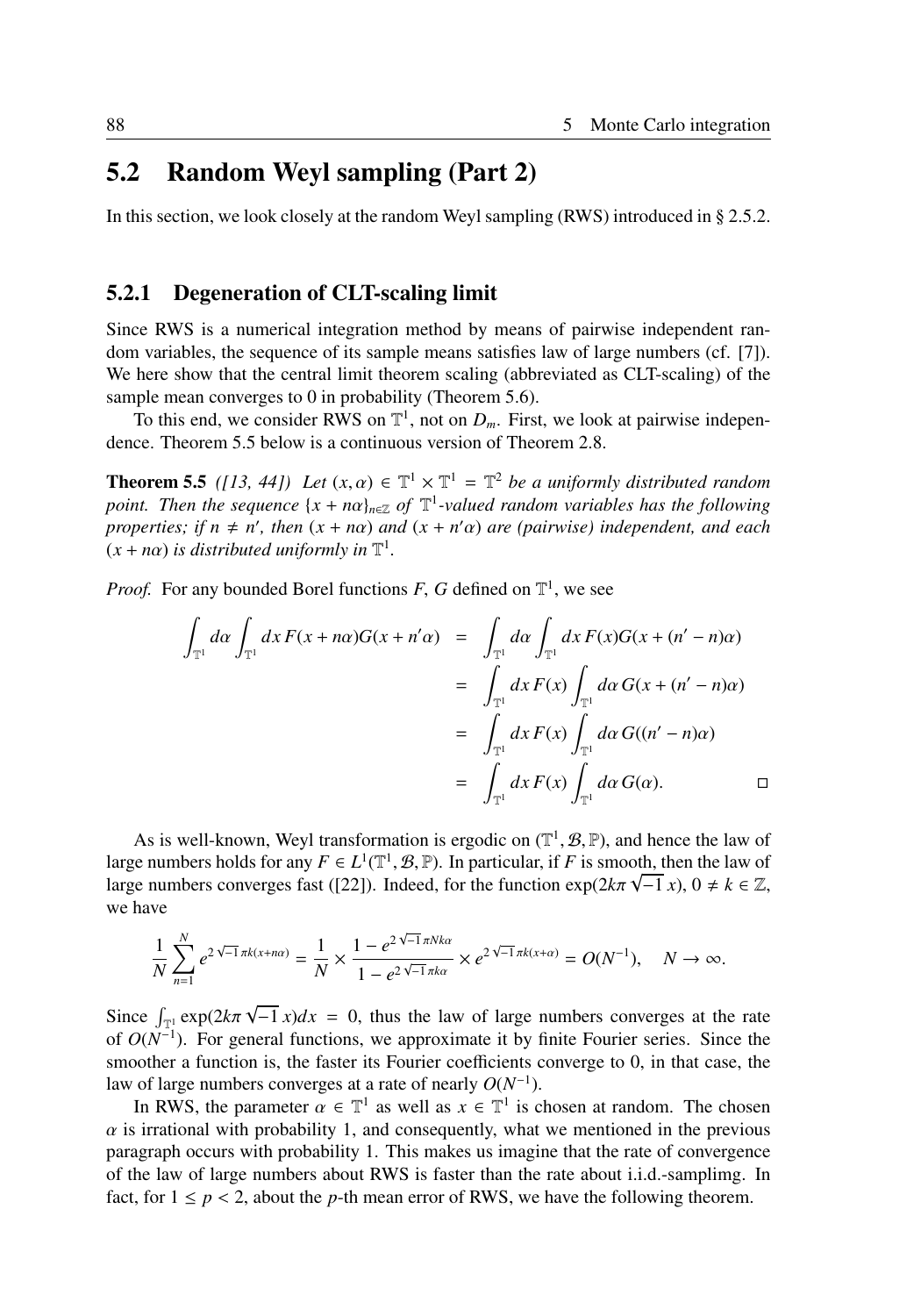## 5.2 Random Weyl sampling (Part 2)

In this section, we look closely at the random Weyl sampling (RWS) introduced in § 2.5.2.

### 5.2.1 Degeneration of CLT-scaling limit

Since RWS is a numerical integration method by means of pairwise independent random variables, the sequence of its sample means satisfies law of large numbers (cf. [7]). We here show that the central limit theorem scaling (abbreviated as CLT-scaling) of the sample mean converges to 0 in probability (Theorem 5.6).

To this end, we consider RWS on $\mathbb{T}^1$, not on $D_m$. First, we look at pairwise independence. Theorem 5.5 below is a continuous version of Theorem 2.8.

**Theorem 5.5** *([13, 44]) Let $(x, \alpha) \in \mathbb{T}^1 \times \mathbb{T}^1 = \mathbb{T}^2$ be a uniformly distributed random point. Then the sequence $\{x + n\alpha\}_{n \in \mathbb{Z}}$ of $\mathbb{T}^1$-valued random variables has the following properties; if $n \neq n'$, then $(x + n\alpha)$ and $(x + n'\alpha)$ are (pairwise) independent, and each $(x + n\alpha)$ is distributed uniformly in $\mathbb{T}^1$.*

*Proof.* For any bounded Borel functions $F$, $G$ defined on $\mathbb{T}^1$, we see

$$
\begin{aligned}
\int_{\mathbb{T}^1} d\alpha \int_{\mathbb{T}^1} dx\, F(x + n\alpha) G(x + n'\alpha) &= \int_{\mathbb{T}^1} d\alpha \int_{\mathbb{T}^1} dx\, F(x) G(x + (n' - n)\alpha) \\
&= \int_{\mathbb{T}^1} dx\, F(x) \int_{\mathbb{T}^1} d\alpha\, G(x + (n' - n)\alpha) \\
&= \int_{\mathbb{T}^1} dx\, F(x) \int_{\mathbb{T}^1} d\alpha\, G((n' - n)\alpha) \\
&= \int_{\mathbb{T}^1} dx\, F(x) \int_{\mathbb{T}^1} d\alpha\, G(\alpha). \qquad \square
\end{aligned}
$$

As is well-known, Weyl transformation is ergodic on $(\mathbb{T}^1, \mathcal{B}, \mathbb{P})$, and hence the law of large numbers holds for any $F \in L^1(\mathbb{T}^1, \mathcal{B}, \mathbb{P})$. In particular, if $F$ is smooth, then the law of large numbers converges fast ([22]). Indeed, for the function $\exp(2k\pi\sqrt{-1}\,x)$, $0 \neq k \in \mathbb{Z}$, we have

$$
\frac{1}{N} \sum_{n=1}^{N} e^{2\sqrt{-1}\,\pi k(x + n\alpha)} = \frac{1}{N} \times \frac{1 - e^{2\sqrt{-1}\,\pi N k\alpha}}{1 - e^{2\sqrt{-1}\,\pi k\alpha}} \times e^{2\sqrt{-1}\,\pi k(x + \alpha)} = O(N^{-1}), \quad N \to \infty.
$$

Since $\int_{\mathbb{T}^1} \exp(2k\pi\sqrt{-1}\,x)dx = 0$, thus the law of large numbers converges at the rate of $O(N^{-1})$. For general functions, we approximate it by finite Fourier series. Since the smoother a function is, the faster its Fourier coefficients converge to 0, in that case, the law of large numbers converges at a rate of nearly $O(N^{-1})$.

In RWS, the parameter $\alpha \in \mathbb{T}^1$ as well as $x \in \mathbb{T}^1$ is chosen at random. The chosen $\alpha$ is irrational with probability 1, and consequently, what we mentioned in the previous paragraph occurs with probability 1. This makes us imagine that the rate of convergence of the law of large numbers about RWS is faster than the rate about i.i.d.-samplimg. In fact, for $1 \leq p < 2$, about the $p$-th mean error of RWS, we have the following theorem.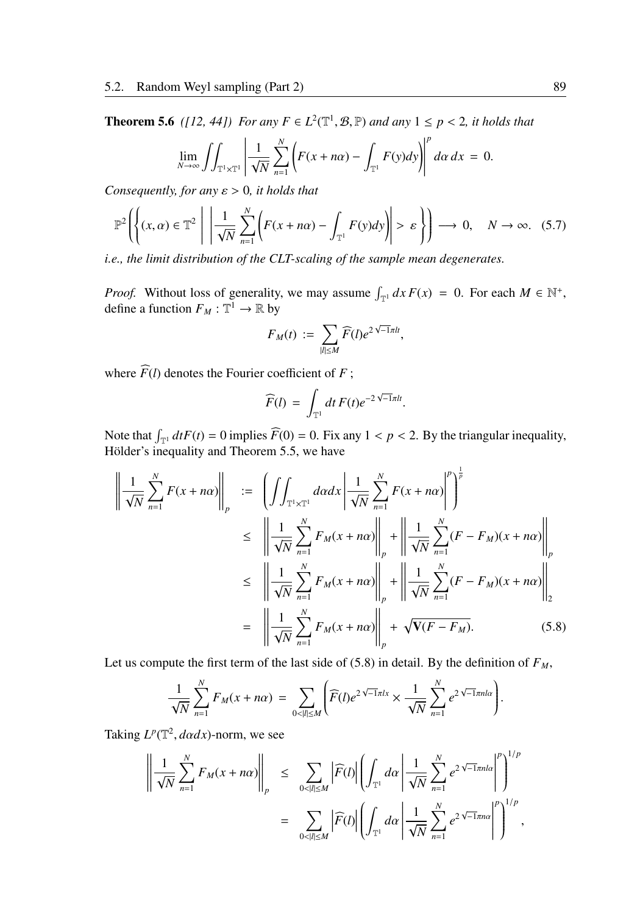**Theorem 5.6** *([12, 44]) For any $F \in L^2(\mathbb{T}^1, \mathcal{B}, \mathbb{P})$ and any $1 \leq p < 2$, it holds that*

$$\lim_{N\to\infty} \iint_{\mathbb{T}^1\times\mathbb{T}^1} \left| \frac{1}{\sqrt{N}} \sum_{n=1}^{N} \left( F(x+n\alpha) - \int_{\mathbb{T}^1} F(y)dy \right) \right|^p d\alpha\, dx \;=\; 0.$$

*Consequently, for any $\varepsilon > 0$, it holds that*

$$\mathbb{P}^2\left( \left\{ (x,\alpha) \in \mathbb{T}^2 \;\middle|\; \left| \frac{1}{\sqrt{N}} \sum_{n=1}^{N} \left( F(x+n\alpha) - \int_{\mathbb{T}^1} F(y)dy \right) \right| > \varepsilon \right\} \right) \longrightarrow 0, \quad N \to \infty. \quad (5.7)$$

*i.e., the limit distribution of the CLT-scaling of the sample mean degenerates.*

*Proof.* Without loss of generality, we may assume $\int_{\mathbb{T}^1} dx\, F(x) = 0$. For each $M \in \mathbb{N}^+$, define a function $F_M : \mathbb{T}^1 \to \mathbb{R}$ by

$$F_M(t) := \sum_{|l|\leq M} \widehat{F}(l) e^{2\sqrt{-1}\pi l t},$$

where $\widehat{F}(l)$ denotes the Fourier coefficient of $F$ ;

$$\widehat{F}(l) = \int_{\mathbb{T}^1} dt\, F(t) e^{-2\sqrt{-1}\pi l t}.$$

Note that $\int_{\mathbb{T}^1} dt F(t) = 0$ implies $\widehat{F}(0) = 0$. Fix any $1 < p < 2$. By the triangular inequality, Hölder's inequality and Theorem 5.5, we have

$$\begin{aligned}
\left\| \frac{1}{\sqrt{N}} \sum_{n=1}^{N} F(x+n\alpha) \right\|_p &:= \left( \iint_{\mathbb{T}^1\times\mathbb{T}^1} d\alpha dx \left| \frac{1}{\sqrt{N}} \sum_{n=1}^{N} F(x+n\alpha) \right|^p \right)^{\frac{1}{p}} \\
&\leq \left\| \frac{1}{\sqrt{N}} \sum_{n=1}^{N} F_M(x+n\alpha) \right\|_p + \left\| \frac{1}{\sqrt{N}} \sum_{n=1}^{N} (F-F_M)(x+n\alpha) \right\|_p \\
&\leq \left\| \frac{1}{\sqrt{N}} \sum_{n=1}^{N} F_M(x+n\alpha) \right\|_p + \left\| \frac{1}{\sqrt{N}} \sum_{n=1}^{N} (F-F_M)(x+n\alpha) \right\|_2 \\
&= \left\| \frac{1}{\sqrt{N}} \sum_{n=1}^{N} F_M(x+n\alpha) \right\|_p + \sqrt{\mathbf{V}(F-F_M)}. \qquad (5.8)
\end{aligned}$$

Let us compute the first term of the last side of (5.8) in detail. By the definition of $F_M$,

$$\frac{1}{\sqrt{N}} \sum_{n=1}^{N} F_M(x+n\alpha) = \sum_{0<|l|\leq M} \left( \widehat{F}(l) e^{2\sqrt{-1}\pi l x} \times \frac{1}{\sqrt{N}} \sum_{n=1}^{N} e^{2\sqrt{-1}\pi n l \alpha} \right).$$

Taking $L^p(\mathbb{T}^2, d\alpha dx)$-norm, we see

$$\begin{aligned}
\left\| \frac{1}{\sqrt{N}} \sum_{n=1}^{N} F_M(x+n\alpha) \right\|_p &\leq \sum_{0<|l|\leq M} \left|\widehat{F}(l)\right| \left( \int_{\mathbb{T}^1} d\alpha \left| \frac{1}{\sqrt{N}} \sum_{n=1}^{N} e^{2\sqrt{-1}\pi n l \alpha} \right|^p \right)^{1/p} \\
&= \sum_{0<|l|\leq M} \left|\widehat{F}(l)\right| \left( \int_{\mathbb{T}^1} d\alpha \left| \frac{1}{\sqrt{N}} \sum_{n=1}^{N} e^{2\sqrt{-1}\pi n \alpha} \right|^p \right)^{1/p},
\end{aligned}$$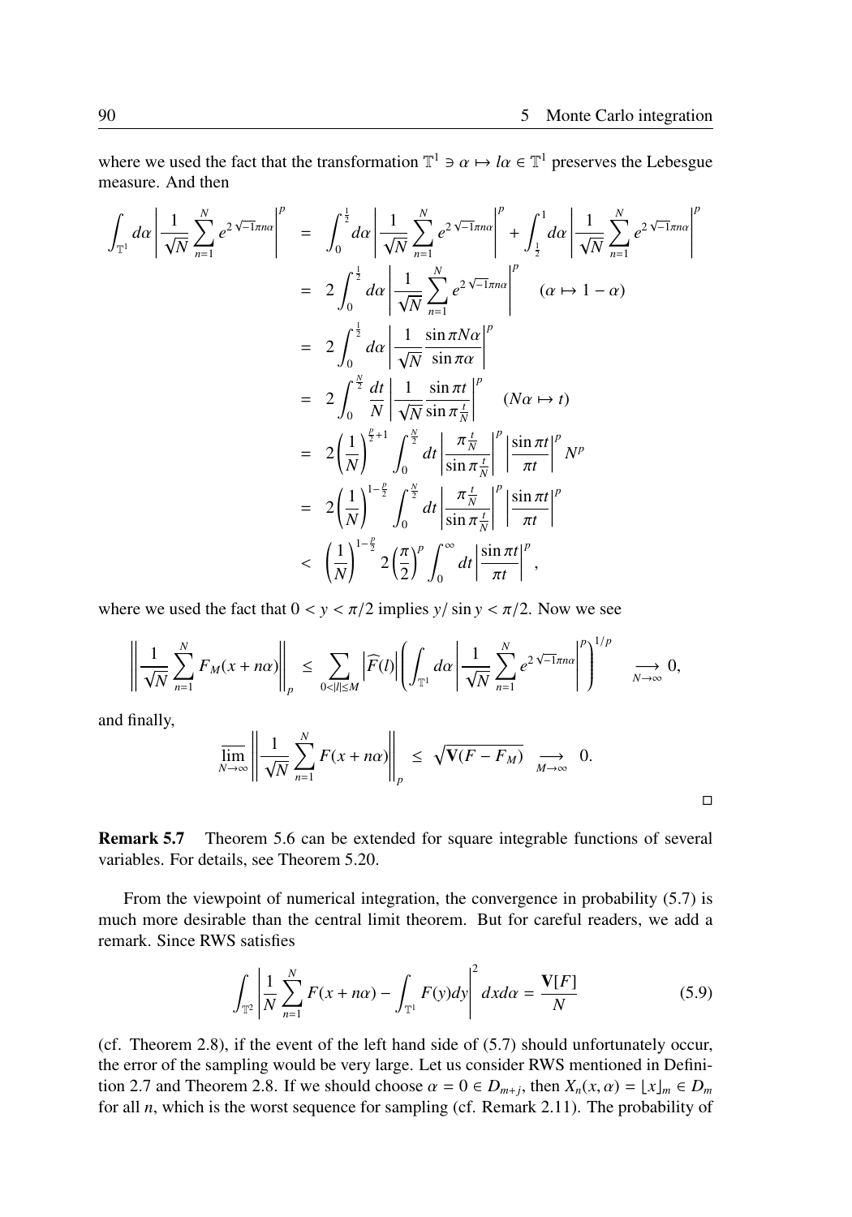where we used the fact that the transformation $\mathbb{T}^1 \ni \alpha \mapsto l\alpha \in \mathbb{T}^1$ preserves the Lebesgue measure. And then

$$
\begin{aligned}
\int_{\mathbb{T}^1} d\alpha \left| \frac{1}{\sqrt{N}} \sum_{n=1}^{N} e^{2\sqrt{-1}\pi n\alpha} \right|^p &= \int_0^{\frac{1}{2}} d\alpha \left| \frac{1}{\sqrt{N}} \sum_{n=1}^{N} e^{2\sqrt{-1}\pi n\alpha} \right|^p + \int_{\frac{1}{2}}^{1} d\alpha \left| \frac{1}{\sqrt{N}} \sum_{n=1}^{N} e^{2\sqrt{-1}\pi n\alpha} \right|^p \\
&= 2\int_0^{\frac{1}{2}} d\alpha \left| \frac{1}{\sqrt{N}} \sum_{n=1}^{N} e^{2\sqrt{-1}\pi n\alpha} \right|^p \quad (\alpha \mapsto 1-\alpha) \\
&= 2\int_0^{\frac{1}{2}} d\alpha \left| \frac{1}{\sqrt{N}} \frac{\sin \pi N\alpha}{\sin \pi\alpha} \right|^p \\
&= 2\int_0^{\frac{N}{2}} \frac{dt}{N} \left| \frac{1}{\sqrt{N}} \frac{\sin \pi t}{\sin \pi \frac{t}{N}} \right|^p \quad (N\alpha \mapsto t) \\
&= 2\left(\frac{1}{N}\right)^{\frac{p}{2}+1} \int_0^{\frac{N}{2}} dt \left| \frac{\pi \frac{t}{N}}{\sin \pi \frac{t}{N}} \right|^p \left| \frac{\sin \pi t}{\pi t} \right|^p N^p \\
&= 2\left(\frac{1}{N}\right)^{1-\frac{p}{2}} \int_0^{\frac{N}{2}} dt \left| \frac{\pi \frac{t}{N}}{\sin \pi \frac{t}{N}} \right|^p \left| \frac{\sin \pi t}{\pi t} \right|^p \\
&< \left(\frac{1}{N}\right)^{1-\frac{p}{2}} 2\left(\frac{\pi}{2}\right)^p \int_0^{\infty} dt \left| \frac{\sin \pi t}{\pi t} \right|^p,
\end{aligned}
$$

where we used the fact that $0 < y < \pi/2$ implies $y/\sin y < \pi/2$. Now we see

$$
\left\| \frac{1}{\sqrt{N}} \sum_{n=1}^{N} F_M(x+n\alpha) \right\|_p \leq \sum_{0<|l|\leq M} \left| \widehat{F}(l) \right| \left( \int_{\mathbb{T}^1} d\alpha \left| \frac{1}{\sqrt{N}} \sum_{n=1}^{N} e^{2\sqrt{-1}\pi n\alpha} \right|^p \right)^{1/p} \underset{N\to\infty}{\longrightarrow} 0,
$$

and finally,

$$
\overline{\lim_{N\to\infty}} \left\| \frac{1}{\sqrt{N}} \sum_{n=1}^{N} F(x+n\alpha) \right\|_p \leq \sqrt{\mathbf{V}(F-F_M)} \underset{M\to\infty}{\longrightarrow} 0.
$$

□

**Remark 5.7** Theorem 5.6 can be extended for square integrable functions of several variables. For details, see Theorem 5.20.

From the viewpoint of numerical integration, the convergence in probability (5.7) is much more desirable than the central limit theorem. But for careful readers, we add a remark. Since RWS satisfies

$$
\int_{\mathbb{T}^2} \left| \frac{1}{N} \sum_{n=1}^{N} F(x+n\alpha) - \int_{\mathbb{T}^1} F(y)dy \right|^2 dx d\alpha = \frac{\mathbf{V}[F]}{N} \tag{5.9}
$$

(cf. Theorem 2.8), if the event of the left hand side of (5.7) should unfortunately occur, the error of the sampling would be very large. Let us consider RWS mentioned in Definition 2.7 and Theorem 2.8. If we should choose $\alpha = 0 \in D_{m+j}$, then $X_n(x,\alpha) = \lfloor x \rfloor_m \in D_m$ for all $n$, which is the worst sequence for sampling (cf. Remark 2.11). The probability of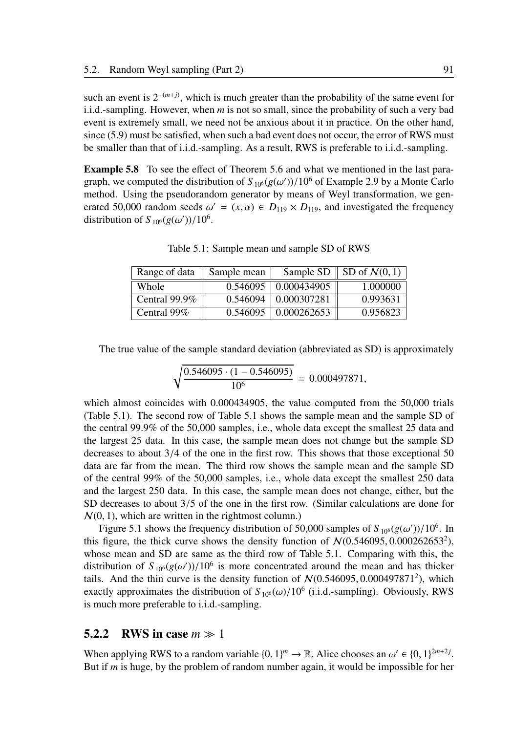such an event is $2^{-(m+j)}$, which is much greater than the probability of the same event for i.i.d.-sampling. However, when $m$ is not so small, since the probability of such a very bad event is extremely small, we need not be anxious about it in practice. On the other hand, since (5.9) must be satisfied, when such a bad event does not occur, the error of RWS must be smaller than that of i.i.d.-sampling. As a result, RWS is preferable to i.i.d.-sampling.

**Example 5.8** To see the effect of Theorem 5.6 and what we mentioned in the last paragraph, we computed the distribution of $S_{10^6}(g(\omega'))/10^6$ of Example 2.9 by a Monte Carlo method. Using the pseudorandom generator by means of Weyl transformation, we generated 50,000 random seeds $\omega' = (x, \alpha) \in D_{119} \times D_{119}$, and investigated the frequency distribution of $S_{10^6}(g(\omega'))/10^6$.

Table 5.1: Sample mean and sample SD of RWS

| Range of data | Sample mean | Sample SD | SD of $\mathcal{N}(0,1)$ |
|---|---|---|---|
| Whole | 0.546095 | 0.000434905 | 1.000000 |
| Central 99.9% | 0.546094 | 0.000307281 | 0.993631 |
| Central 99% | 0.546095 | 0.000262653 | 0.956823 |

The true value of the sample standard deviation (abbreviated as SD) is approximately

$$\sqrt{\frac{0.546095 \cdot (1 - 0.546095)}{10^6}} = 0.000497871,$$

which almost coincides with 0.000434905, the value computed from the 50,000 trials (Table 5.1). The second row of Table 5.1 shows the sample mean and the sample SD of the central 99.9% of the 50,000 samples, i.e., whole data except the smallest 25 data and the largest 25 data. In this case, the sample mean does not change but the sample SD decreases to about 3/4 of the one in the first row. This shows that those exceptional 50 data are far from the mean. The third row shows the sample mean and the sample SD of the central 99% of the 50,000 samples, i.e., whole data except the smallest 250 data and the largest 250 data. In this case, the sample mean does not change, either, but the SD decreases to about 3/5 of the one in the first row. (Similar calculations are done for $\mathcal{N}(0,1)$, which are written in the rightmost column.)

Figure 5.1 shows the frequency distribution of 50,000 samples of $S_{10^6}(g(\omega'))/10^6$. In this figure, the thick curve shows the density function of $\mathcal{N}(0.546095, 0.000262653^2)$, whose mean and SD are same as the third row of Table 5.1. Comparing with this, the distribution of $S_{10^6}(g(\omega'))/10^6$ is more concentrated around the mean and has thicker tails. And the thin curve is the density function of $\mathcal{N}(0.546095, 0.000497871^2)$, which exactly approximates the distribution of $S_{10^6}(\omega)/10^6$ (i.i.d.-sampling). Obviously, RWS is much more preferable to i.i.d.-sampling.

### 5.2.2 RWS in case $m \gg 1$

When applying RWS to a random variable $\{0,1\}^m \to \mathbb{R}$, Alice chooses an $\omega' \in \{0,1\}^{2m+2j}$. But if $m$ is huge, by the problem of random number again, it would be impossible for her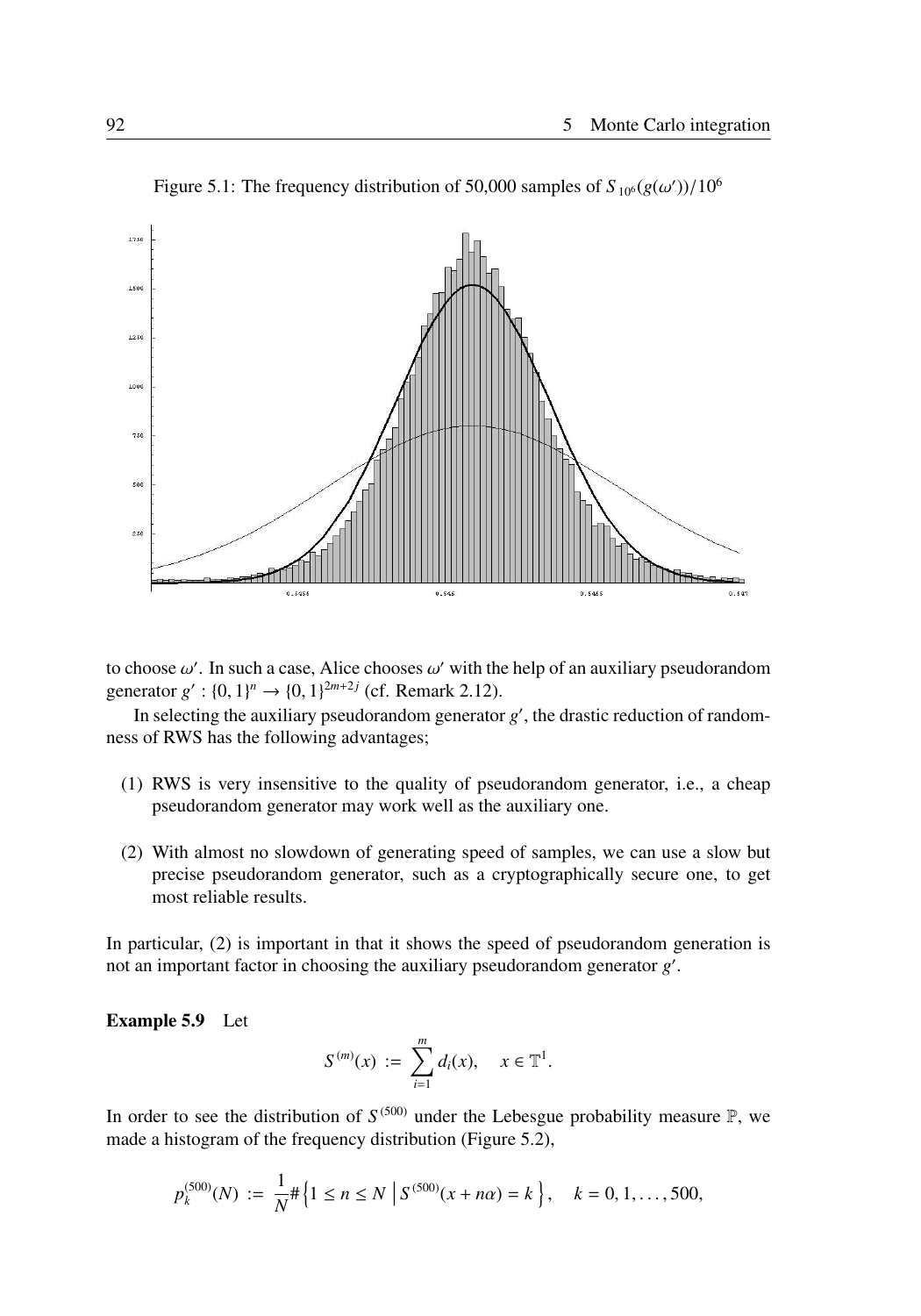Figure 5.1: The frequency distribution of 50,000 samples of $S_{10^6}(g(\omega'))/10^6$

to choose $\omega'$. In such a case, Alice chooses $\omega'$ with the help of an auxiliary pseudorandom generator $g' : \{0,1\}^n \to \{0,1\}^{2m+2j}$ (cf. Remark 2.12).

In selecting the auxiliary pseudorandom generator $g'$, the drastic reduction of randomness of RWS has the following advantages;

(1) RWS is very insensitive to the quality of pseudorandom generator, i.e., a cheap pseudorandom generator may work well as the auxiliary one.

(2) With almost no slowdown of generating speed of samples, we can use a slow but precise pseudorandom generator, such as a cryptographically secure one, to get most reliable results.

In particular, (2) is important in that it shows the speed of pseudorandom generation is not an important factor in choosing the auxiliary pseudorandom generator $g'$.

**Example 5.9** Let

$$S^{(m)}(x) := \sum_{i=1}^{m} d_i(x), \quad x \in \mathbb{T}^1.$$

In order to see the distribution of $S^{(500)}$ under the Lebesgue probability measure $\mathbb{P}$, we made a histogram of the frequency distribution (Figure 5.2),

$$p_k^{(500)}(N) := \frac{1}{N}\#\left\{1 \le n \le N \;\middle|\; S^{(500)}(x + n\alpha) = k\right\}, \quad k = 0, 1, \ldots, 500,$$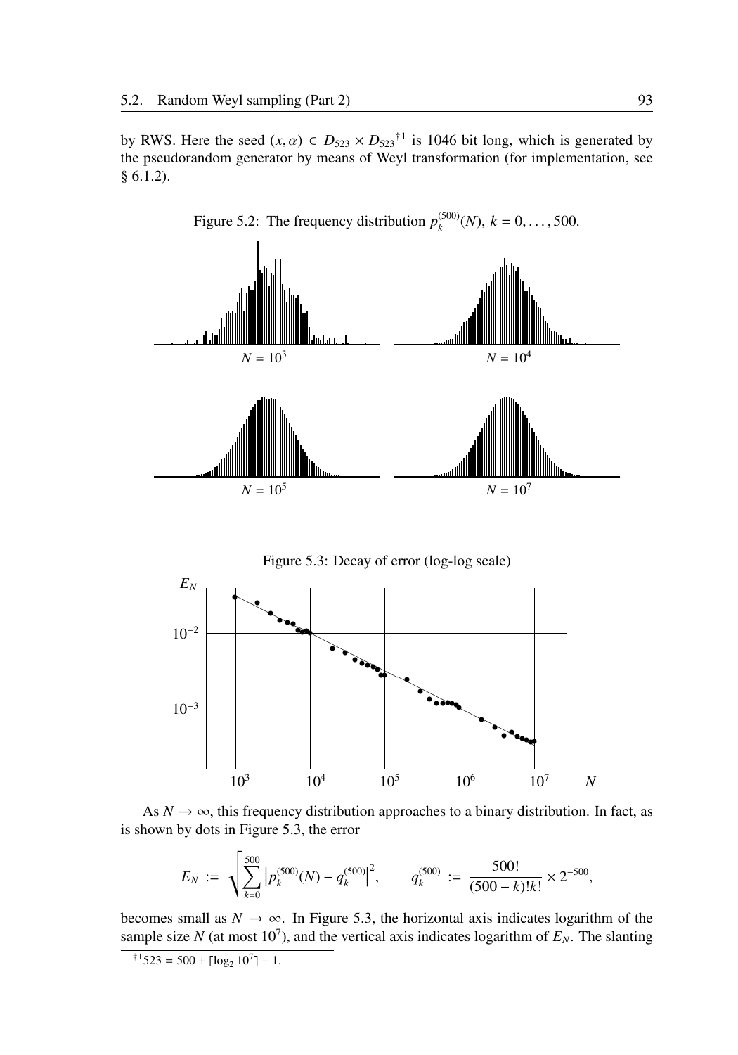by RWS. Here the seed $(x, \alpha) \in D_{523} \times D_{523}$[†1] is 1046 bit long, which is generated by the pseudorandom generator by means of Weyl transformation (for implementation, see § 6.1.2).

Figure 5.2: The frequency distribution $p_k^{(500)}(N)$, $k = 0, \ldots, 500$.

$N = 10^3$ $N = 10^4$

$N = 10^5$ $N = 10^7$

Figure 5.3: Decay of error (log-log scale)

As $N \to \infty$, this frequency distribution approaches to a binary distribution. In fact, as is shown by dots in Figure 5.3, the error

$$E_N := \sqrt{\sum_{k=0}^{500} \left| p_k^{(500)}(N) - q_k^{(500)} \right|^2}, \qquad q_k^{(500)} := \frac{500!}{(500-k)!k!} \times 2^{-500},$$

becomes small as $N \to \infty$. In Figure 5.3, the horizontal axis indicates logarithm of the sample size $N$ (at most $10^7$), and the vertical axis indicates logarithm of $E_N$. The slanting

[†1] $523 = 500 + \lceil \log_2 10^7 \rceil - 1$.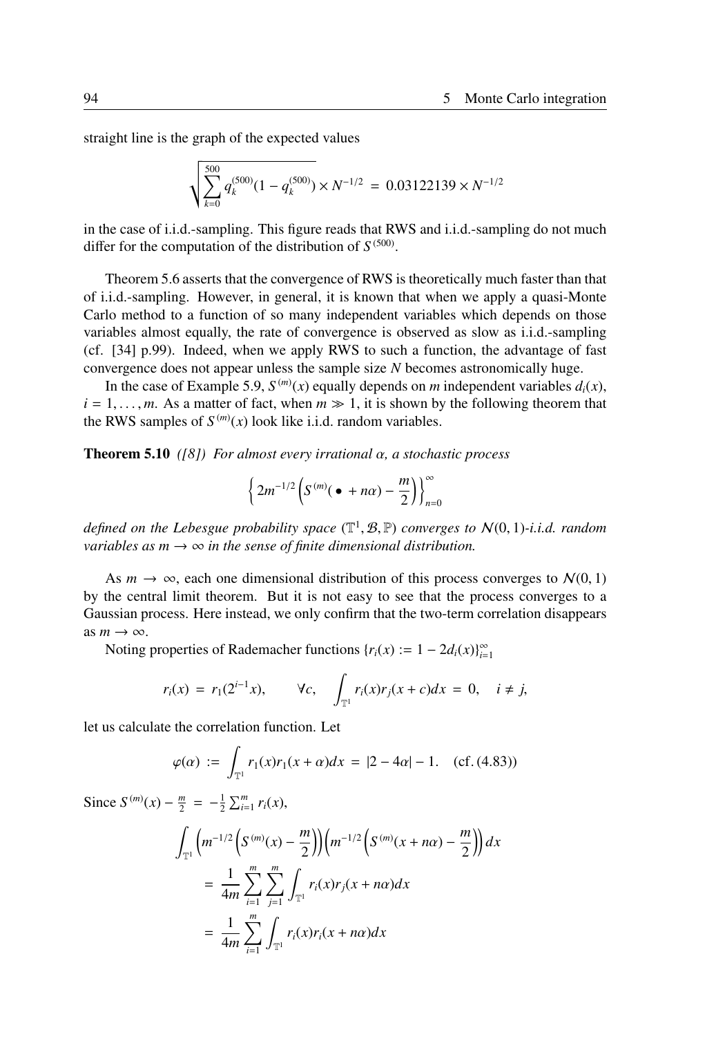straight line is the graph of the expected values

$$\sqrt{\sum_{k=0}^{500} q_k^{(500)}(1-q_k^{(500)})} \times N^{-1/2} \;=\; 0.03122139 \times N^{-1/2}$$

in the case of i.i.d.-sampling. This figure reads that RWS and i.i.d.-sampling do not much differ for the computation of the distribution of $S^{(500)}$.

Theorem 5.6 asserts that the convergence of RWS is theoretically much faster than that of i.i.d.-sampling. However, in general, it is known that when we apply a quasi-Monte Carlo method to a function of so many independent variables which depends on those variables almost equally, the rate of convergence is observed as slow as i.i.d.-sampling (cf. [34] p.99). Indeed, when we apply RWS to such a function, the advantage of fast convergence does not appear unless the sample size $N$ becomes astronomically huge.

In the case of Example 5.9, $S^{(m)}(x)$ equally depends on $m$ independent variables $d_i(x)$, $i = 1, \ldots, m$. As a matter of fact, when $m \gg 1$, it is shown by the following theorem that the RWS samples of $S^{(m)}(x)$ look like i.i.d. random variables.

**Theorem 5.10** *([8]) For almost every irrational $\alpha$, a stochastic process*

$$\left\{ 2m^{-1/2}\left( S^{(m)}(\,\bullet\, + n\alpha) - \frac{m}{2} \right) \right\}_{n=0}^{\infty}$$

*defined on the Lebesgue probability space $(\mathbb{T}^1, \mathcal{B}, \mathbb{P})$ converges to $\mathcal{N}(0,1)$-i.i.d. random variables as $m \to \infty$ in the sense of finite dimensional distribution.*

As $m \to \infty$, each one dimensional distribution of this process converges to $\mathcal{N}(0,1)$ by the central limit theorem. But it is not easy to see that the process converges to a Gaussian process. Here instead, we only confirm that the two-term correlation disappears as $m \to \infty$.

Noting properties of Rademacher functions $\{r_i(x) := 1 - 2d_i(x)\}_{i=1}^{\infty}$

$$r_i(x) \;=\; r_1(2^{i-1}x), \qquad \forall c, \quad \int_{\mathbb{T}^1} r_i(x) r_j(x+c)\,dx \;=\; 0, \quad i \neq j,$$

let us calculate the correlation function. Let

$$\varphi(\alpha) \;:=\; \int_{\mathbb{T}^1} r_1(x) r_1(x+\alpha)\,dx \;=\; |2 - 4\alpha| - 1. \quad (\text{cf.}\,(4.83))$$

Since $S^{(m)}(x) - \frac{m}{2} \;=\; -\frac{1}{2}\sum_{i=1}^{m} r_i(x)$,

$$\begin{aligned}
&\int_{\mathbb{T}^1} \left( m^{-1/2}\left( S^{(m)}(x) - \frac{m}{2} \right) \right) \left( m^{-1/2}\left( S^{(m)}(x+n\alpha) - \frac{m}{2} \right) \right) dx \\
&\quad = \frac{1}{4m} \sum_{i=1}^{m} \sum_{j=1}^{m} \int_{\mathbb{T}^1} r_i(x) r_j(x+n\alpha)\,dx \\
&\quad = \frac{1}{4m} \sum_{i=1}^{m} \int_{\mathbb{T}^1} r_i(x) r_i(x+n\alpha)\,dx
\end{aligned}$$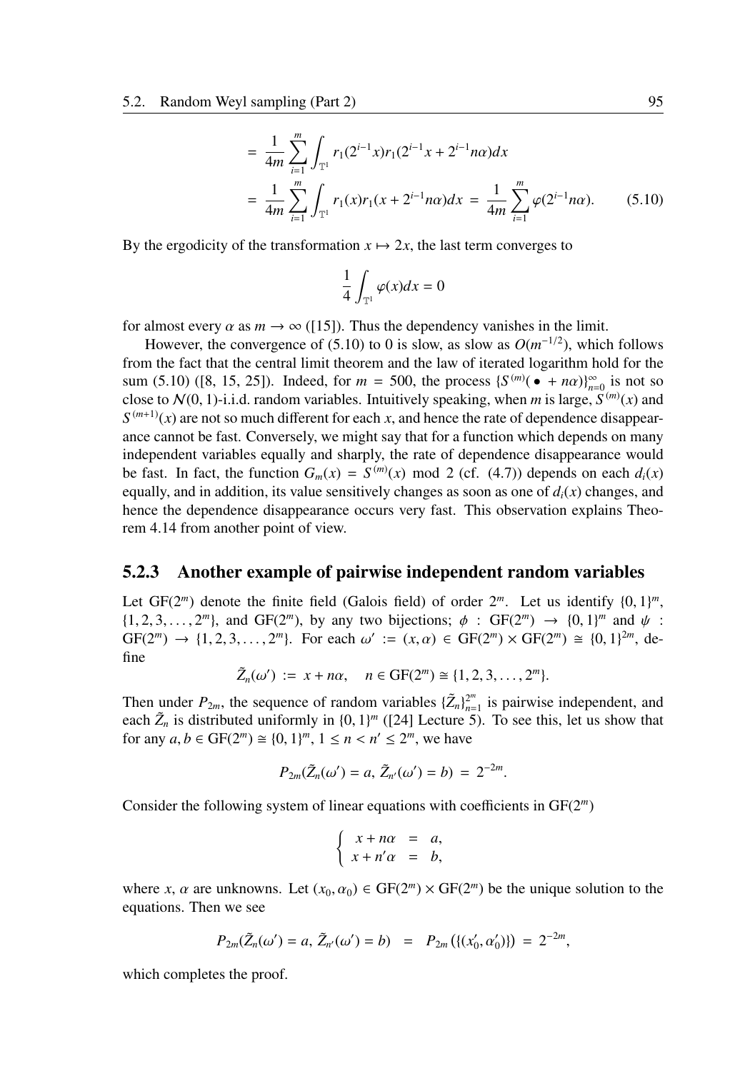$$= \frac{1}{4m}\sum_{i=1}^{m}\int_{\mathbb{T}^1} r_1(2^{i-1}x)r_1(2^{i-1}x + 2^{i-1}n\alpha)dx$$

$$= \frac{1}{4m}\sum_{i=1}^{m}\int_{\mathbb{T}^1} r_1(x)r_1(x + 2^{i-1}n\alpha)dx \;=\; \frac{1}{4m}\sum_{i=1}^{m}\varphi(2^{i-1}n\alpha). \tag{5.10}$$

By the ergodicity of the transformation $x \mapsto 2x$, the last term converges to

$$\frac{1}{4}\int_{\mathbb{T}^1}\varphi(x)dx = 0$$

for almost every $\alpha$ as $m \to \infty$ ([15]). Thus the dependency vanishes in the limit.

However, the convergence of (5.10) to 0 is slow, as slow as $O(m^{-1/2})$, which follows from the fact that the central limit theorem and the law of iterated logarithm hold for the sum (5.10) ([8, 15, 25]). Indeed, for $m = 500$, the process $\{S^{(m)}(\bullet + n\alpha)\}_{n=0}^{\infty}$ is not so close to $\mathcal{N}(0,1)$-i.i.d. random variables. Intuitively speaking, when $m$ is large, $S^{(m)}(x)$ and $S^{(m+1)}(x)$ are not so much different for each $x$, and hence the rate of dependence disappearance cannot be fast. Conversely, we might say that for a function which depends on many independent variables equally and sharply, the rate of dependence disappearance would be fast. In fact, the function $G_m(x) = S^{(m)}(x) \bmod 2$ (cf. (4.7)) depends on each $d_i(x)$ equally, and in addition, its value sensitively changes as soon as one of $d_i(x)$ changes, and hence the dependence disappearance occurs very fast. This observation explains Theorem 4.14 from another point of view.

### 5.2.3 Another example of pairwise independent random variables

Let $\mathrm{GF}(2^m)$ denote the finite field (Galois field) of order $2^m$. Let us identify $\{0,1\}^m$, $\{1,2,3,\ldots,2^m\}$, and $\mathrm{GF}(2^m)$, by any two bijections; $\phi : \mathrm{GF}(2^m) \to \{0,1\}^m$ and $\psi : \mathrm{GF}(2^m) \to \{1,2,3,\ldots,2^m\}$. For each $\omega' := (x,\alpha) \in \mathrm{GF}(2^m)\times\mathrm{GF}(2^m) \cong \{0,1\}^{2m}$, define

$$\tilde{Z}_n(\omega') := x + n\alpha, \quad n \in \mathrm{GF}(2^m) \cong \{1,2,3,\ldots,2^m\}.$$

Then under $P_{2m}$, the sequence of random variables $\{\tilde{Z}_n\}_{n=1}^{2^m}$ is pairwise independent, and each $\tilde{Z}_n$ is distributed uniformly in $\{0,1\}^m$ ([24] Lecture 5). To see this, let us show that for any $a, b \in \mathrm{GF}(2^m) \cong \{0,1\}^m$, $1 \le n < n' \le 2^m$, we have

$$P_{2m}(\tilde{Z}_n(\omega') = a,\, \tilde{Z}_{n'}(\omega') = b) \;=\; 2^{-2m}.$$

Consider the following system of linear equations with coefficients in $\mathrm{GF}(2^m)$

$$\begin{cases} x + n\alpha &= a, \\ x + n'\alpha &= b, \end{cases}$$

where $x$, $\alpha$ are unknowns. Let $(x_0, \alpha_0) \in \mathrm{GF}(2^m)\times\mathrm{GF}(2^m)$ be the unique solution to the equations. Then we see

$$P_{2m}(\tilde{Z}_n(\omega') = a,\, \tilde{Z}_{n'}(\omega') = b) \;=\; P_{2m}\left(\{(x_0', \alpha_0')\}\right) \;=\; 2^{-2m},$$

which completes the proof.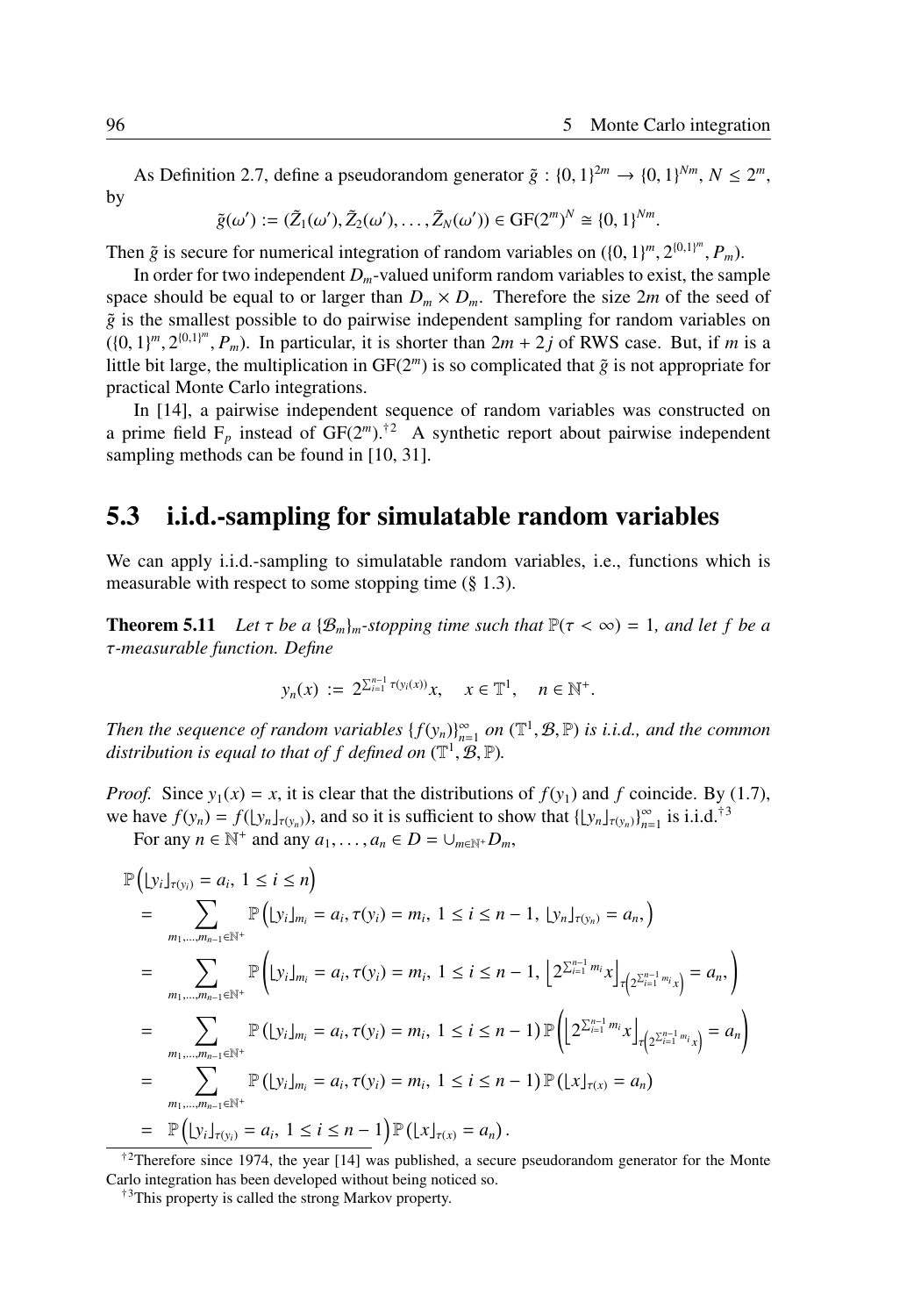As Definition 2.7, define a pseudorandom generator $\tilde{g} : \{0,1\}^{2m} \to \{0,1\}^{Nm}$, $N \le 2^m$, by

$$\tilde{g}(\omega') := (\tilde{Z}_1(\omega'), \tilde{Z}_2(\omega'), \ldots, \tilde{Z}_N(\omega')) \in \mathrm{GF}(2^m)^N \cong \{0,1\}^{Nm}.$$

Then $\tilde{g}$ is secure for numerical integration of random variables on $(\{0,1\}^m, 2^{\{0,1\}^m}, P_m)$.

In order for two independent $D_m$-valued uniform random variables to exist, the sample space should be equal to or larger than $D_m \times D_m$. Therefore the size $2m$ of the seed of $\tilde{g}$ is the smallest possible to do pairwise independent sampling for random variables on $(\{0,1\}^m, 2^{\{0,1\}^m}, P_m)$. In particular, it is shorter than $2m + 2j$ of RWS case. But, if $m$ is a little bit large, the multiplication in $\mathrm{GF}(2^m)$ is so complicated that $\tilde{g}$ is not appropriate for practical Monte Carlo integrations.

In [14], a pairwise independent sequence of random variables was constructed on a prime field $\mathrm{F}_p$ instead of $\mathrm{GF}(2^m)$.[†2] A synthetic report about pairwise independent sampling methods can be found in [10, 31].

## 5.3 i.i.d.-sampling for simulatable random variables

We can apply i.i.d.-sampling to simulatable random variables, i.e., functions which is measurable with respect to some stopping time (§ 1.3).

**Theorem 5.11** *Let $\tau$ be a $\{\mathcal{B}_m\}_m$-stopping time such that $\mathbb{P}(\tau < \infty) = 1$, and let $f$ be a $\tau$-measurable function. Define*

$$y_n(x) := 2^{\sum_{i=1}^{n-1} \tau(y_i(x))} x, \quad x \in \mathbb{T}^1, \quad n \in \mathbb{N}^+.$$

*Then the sequence of random variables $\{f(y_n)\}_{n=1}^{\infty}$ on $(\mathbb{T}^1, \mathcal{B}, \mathbb{P})$ is i.i.d., and the common distribution is equal to that of $f$ defined on $(\mathbb{T}^1, \mathcal{B}, \mathbb{P})$.*

*Proof.* Since $y_1(x) = x$, it is clear that the distributions of $f(y_1)$ and $f$ coincide. By (1.7), we have $f(y_n) = f(\lfloor y_n \rfloor_{\tau(y_n)})$, and so it is sufficient to show that $\{\lfloor y_n \rfloor_{\tau(y_n)}\}_{n=1}^{\infty}$ is i.i.d.[†3]

For any $n \in \mathbb{N}^+$ and any $a_1, \ldots, a_n \in D = \cup_{m \in \mathbb{N}^+} D_m$,

$$\begin{aligned}
&\mathbb{P}\Big(\lfloor y_i \rfloor_{\tau(y_i)} = a_i,\ 1 \le i \le n\Big) \\
&= \sum_{m_1,\ldots,m_{n-1} \in \mathbb{N}^+} \mathbb{P}\Big(\lfloor y_i \rfloor_{m_i} = a_i, \tau(y_i) = m_i,\ 1 \le i \le n-1,\ \lfloor y_n \rfloor_{\tau(y_n)} = a_n,\Big) \\
&= \sum_{m_1,\ldots,m_{n-1} \in \mathbb{N}^+} \mathbb{P}\left(\lfloor y_i \rfloor_{m_i} = a_i, \tau(y_i) = m_i,\ 1 \le i \le n-1,\ \left\lfloor 2^{\sum_{i=1}^{n-1} m_i} x \right\rfloor_{\tau\left(2^{\sum_{i=1}^{n-1} m_i} x\right)} = a_n,\right) \\
&= \sum_{m_1,\ldots,m_{n-1} \in \mathbb{N}^+} \mathbb{P}\left(\lfloor y_i \rfloor_{m_i} = a_i, \tau(y_i) = m_i,\ 1 \le i \le n-1\right) \mathbb{P}\left(\left\lfloor 2^{\sum_{i=1}^{n-1} m_i} x \right\rfloor_{\tau\left(2^{\sum_{i=1}^{n-1} m_i} x\right)} = a_n\right) \\
&= \sum_{m_1,\ldots,m_{n-1} \in \mathbb{N}^+} \mathbb{P}\left(\lfloor y_i \rfloor_{m_i} = a_i, \tau(y_i) = m_i,\ 1 \le i \le n-1\right) \mathbb{P}\left(\lfloor x \rfloor_{\tau(x)} = a_n\right) \\
&= \mathbb{P}\Big(\lfloor y_i \rfloor_{\tau(y_i)} = a_i,\ 1 \le i \le n-1\Big) \mathbb{P}\left(\lfloor x \rfloor_{\tau(x)} = a_n\right).
\end{aligned}$$

---

[†2] Therefore since 1974, the year [14] was published, a secure pseudorandom generator for the Monte Carlo integration has been developed without being noticed so.

[†3] This property is called the strong Markov property.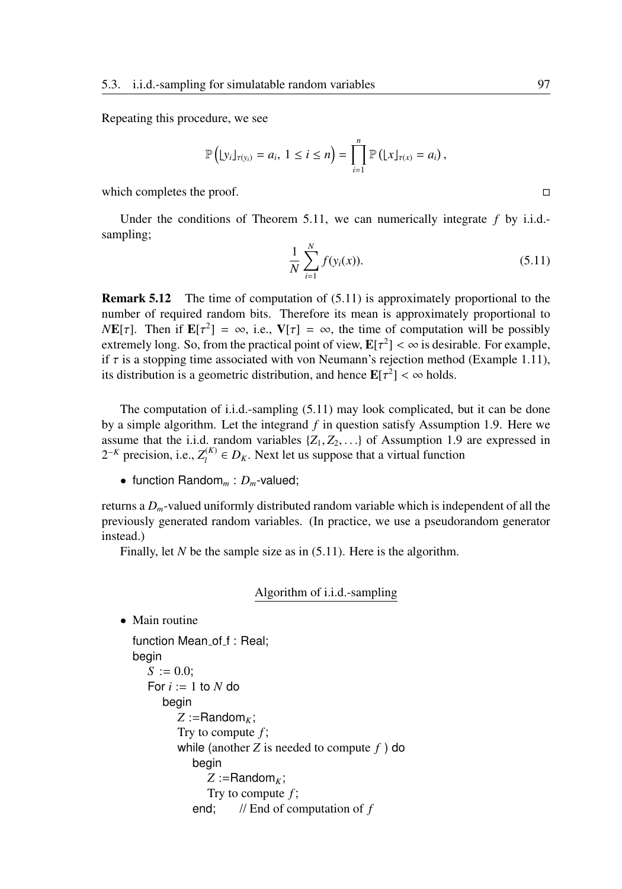Repeating this procedure, we see

$$\mathbb{P}\left(\lfloor y_i \rfloor_{\tau(y_i)} = a_i,\ 1 \le i \le n\right) = \prod_{i=1}^{n} \mathbb{P}\left(\lfloor x \rfloor_{\tau(x)} = a_i\right),$$

which completes the proof. □

Under the conditions of Theorem 5.11, we can numerically integrate $f$ by i.i.d.-sampling;

$$\frac{1}{N}\sum_{i=1}^{N} f(y_i(x)). \tag{5.11}$$

**Remark 5.12** The time of computation of (5.11) is approximately proportional to the number of required random bits. Therefore its mean is approximately proportional to $N\mathbf{E}[\tau]$. Then if $\mathbf{E}[\tau^2] = \infty$, i.e., $\mathbf{V}[\tau] = \infty$, the time of computation will be possibly extremely long. So, from the practical point of view, $\mathbf{E}[\tau^2] < \infty$ is desirable. For example, if $\tau$ is a stopping time associated with von Neumann's rejection method (Example 1.11), its distribution is a geometric distribution, and hence $\mathbf{E}[\tau^2] < \infty$ holds.

The computation of i.i.d.-sampling (5.11) may look complicated, but it can be done by a simple algorithm. Let the integrand $f$ in question satisfy Assumption 1.9. Here we assume that the i.i.d. random variables $\{Z_1, Z_2, \ldots\}$ of Assumption 1.9 are expressed in $2^{-K}$ precision, i.e., $Z_l^{(K)} \in D_K$. Next let us suppose that a virtual function

- function Random$_m$ : $D_m$-valued;

returns a $D_m$-valued uniformly distributed random variable which is independent of all the previously generated random variables. (In practice, we use a pseudorandom generator instead.)

Finally, let $N$ be the sample size as in (5.11). Here is the algorithm.

<u>Algorithm of i.i.d.-sampling</u>

- Main routine

```
function Mean_of_f : Real;
begin
   S := 0.0;
   For i := 1 to N do
      begin
         Z :=Random_K;
         Try to compute f;
         while (another Z is needed to compute f ) do
            begin
               Z :=Random_K;
               Try to compute f;
            end;      // End of computation of f
```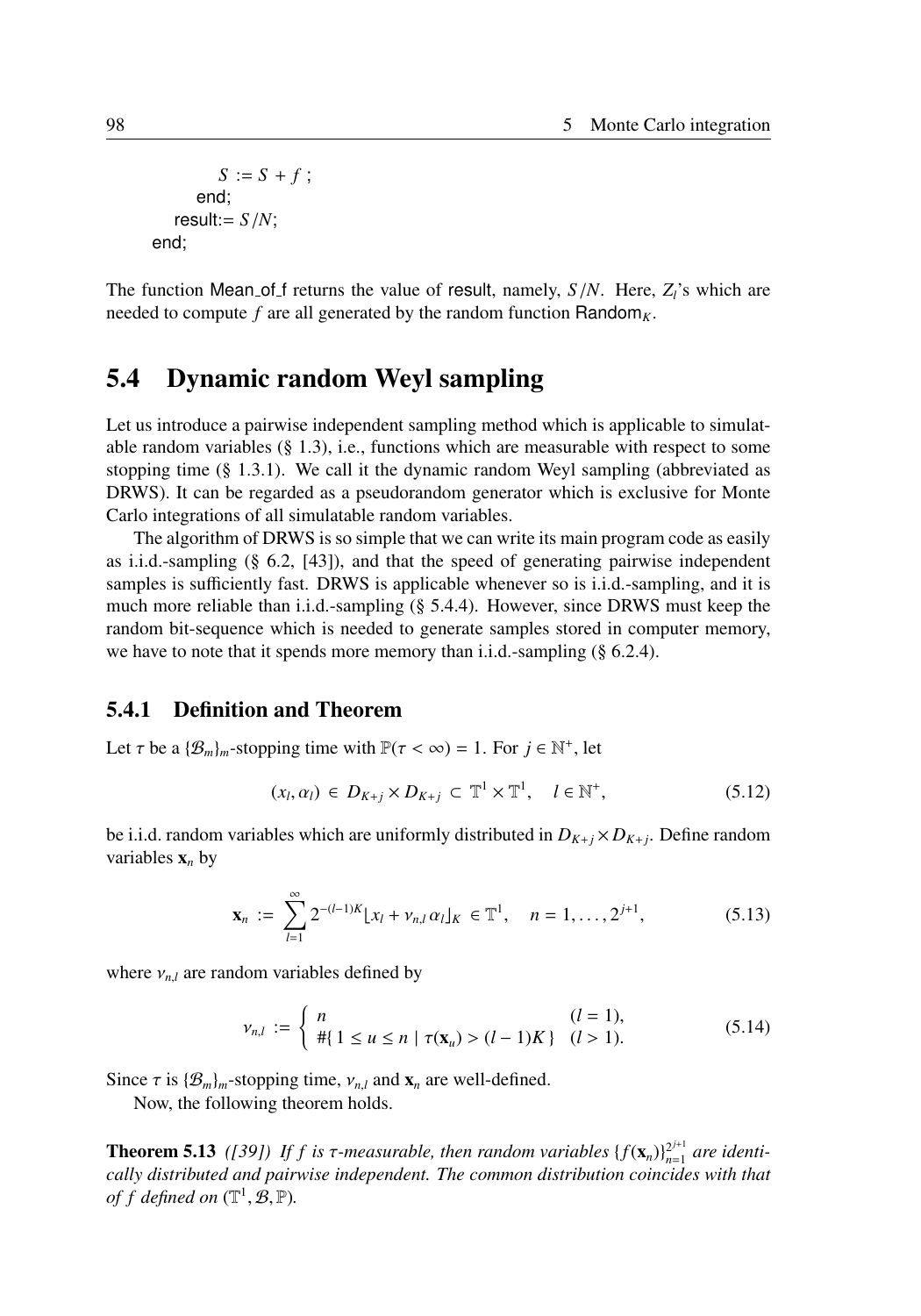```
        S := S + f ;
      end;
    result:= S/N;
end;
```

The function Mean_of_f returns the value of result, namely, $S/N$. Here, $Z_l$'s which are needed to compute $f$ are all generated by the random function $\mathsf{Random}_K$.

## 5.4 Dynamic random Weyl sampling

Let us introduce a pairwise independent sampling method which is applicable to simulatable random variables (§ 1.3), i.e., functions which are measurable with respect to some stopping time (§ 1.3.1). We call it the dynamic random Weyl sampling (abbreviated as DRWS). It can be regarded as a pseudorandom generator which is exclusive for Monte Carlo integrations of all simulatable random variables.

The algorithm of DRWS is so simple that we can write its main program code as easily as i.i.d.-sampling (§ 6.2, [43]), and that the speed of generating pairwise independent samples is sufficiently fast. DRWS is applicable whenever so is i.i.d.-sampling, and it is much more reliable than i.i.d.-sampling (§ 5.4.4). However, since DRWS must keep the random bit-sequence which is needed to generate samples stored in computer memory, we have to note that it spends more memory than i.i.d.-sampling (§ 6.2.4).

### 5.4.1 Definition and Theorem

Let $\tau$ be a $\{\mathcal{B}_m\}_m$-stopping time with $\mathbb{P}(\tau < \infty) = 1$. For $j \in \mathbb{N}^+$, let

$$(x_l, \alpha_l) \in D_{K+j} \times D_{K+j} \subset \mathbb{T}^1 \times \mathbb{T}^1, \quad l \in \mathbb{N}^+, \tag{5.12}$$

be i.i.d. random variables which are uniformly distributed in $D_{K+j} \times D_{K+j}$. Define random variables $\mathbf{x}_n$ by

$$\mathbf{x}_n := \sum_{l=1}^{\infty} 2^{-(l-1)K} \lfloor x_l + \nu_{n,l}\, \alpha_l \rfloor_K \in \mathbb{T}^1, \quad n = 1, \ldots, 2^{j+1}, \tag{5.13}$$

where $\nu_{n,l}$ are random variables defined by

$$\nu_{n,l} := \begin{cases} n & (l = 1), \\ \#\{\, 1 \le u \le n \mid \tau(\mathbf{x}_u) > (l-1)K \,\} & (l > 1). \end{cases} \tag{5.14}$$

Since $\tau$ is $\{\mathcal{B}_m\}_m$-stopping time, $\nu_{n,l}$ and $\mathbf{x}_n$ are well-defined.

Now, the following theorem holds.

**Theorem 5.13** *([39]) If $f$ is $\tau$-measurable, then random variables $\{f(\mathbf{x}_n)\}_{n=1}^{2^{j+1}}$ are identically distributed and pairwise independent. The common distribution coincides with that of $f$ defined on $(\mathbb{T}^1, \mathcal{B}, \mathbb{P})$.*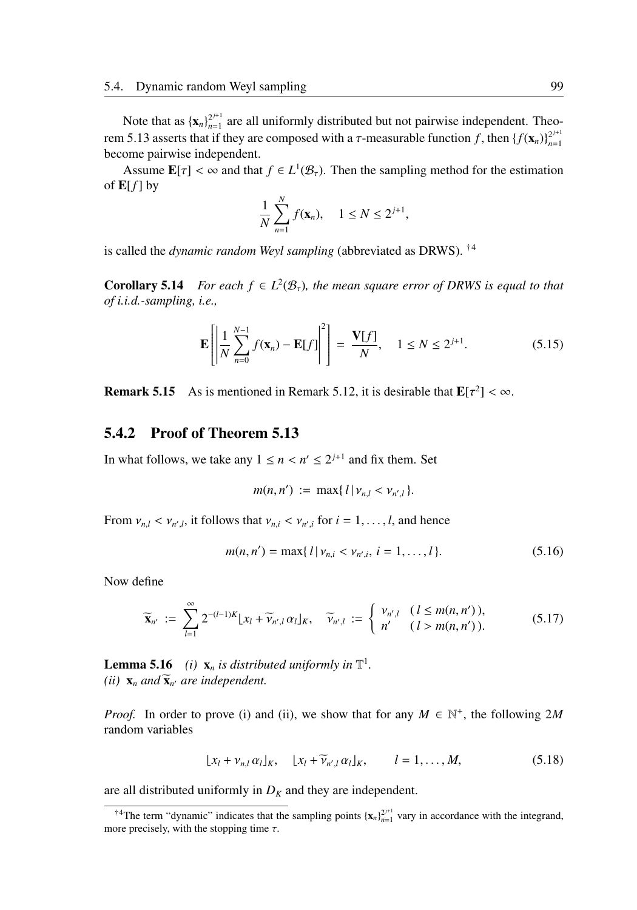Note that as $\{\mathbf{x}_n\}_{n=1}^{2^{j+1}}$ are all uniformly distributed but not pairwise independent. Theorem 5.13 asserts that if they are composed with a $\tau$-measurable function $f$, then $\{f(\mathbf{x}_n)\}_{n=1}^{2^{j+1}}$ become pairwise independent.

Assume $\mathbf{E}[\tau] < \infty$ and that $f \in L^1(\mathcal{B}_\tau)$. Then the sampling method for the estimation of $\mathbf{E}[f]$ by

$$\frac{1}{N}\sum_{n=1}^{N} f(\mathbf{x}_n), \quad 1 \le N \le 2^{j+1},$$

is called the *dynamic random Weyl sampling* (abbreviated as DRWS). [†4]

**Corollary 5.14** *For each $f \in L^2(\mathcal{B}_\tau)$, the mean square error of DRWS is equal to that of i.i.d.-sampling, i.e.,*

$$\mathbf{E}\left[\left|\frac{1}{N}\sum_{n=0}^{N-1} f(\mathbf{x}_n) - \mathbf{E}[f]\right|^2\right] = \frac{\mathbf{V}[f]}{N}, \quad 1 \le N \le 2^{j+1}. \tag{5.15}$$

**Remark 5.15** As is mentioned in Remark 5.12, it is desirable that $\mathbf{E}[\tau^2] < \infty$.

## 5.4.2 Proof of Theorem 5.13

In what follows, we take any $1 \le n < n' \le 2^{j+1}$ and fix them. Set

$$m(n, n') := \max\{\, l \,|\, \nu_{n,l} < \nu_{n',l} \,\}.$$

From $\nu_{n,l} < \nu_{n',l}$, it follows that $\nu_{n,i} < \nu_{n',i}$ for $i = 1, \ldots, l$, and hence

$$m(n, n') = \max\{\, l \,|\, \nu_{n,i} < \nu_{n',i},\ i = 1, \ldots, l \,\}. \tag{5.16}$$

Now define

$$\widetilde{\mathbf{x}}_{n'} := \sum_{l=1}^{\infty} 2^{-(l-1)K} \lfloor x_l + \widetilde{\nu}_{n',l}\,\alpha_l \rfloor_K, \quad \widetilde{\nu}_{n',l} := \begin{cases} \nu_{n',l} & (\, l \le m(n, n')\,), \\ n' & (\, l > m(n, n')\,). \end{cases} \tag{5.17}$$

**Lemma 5.16** *(i)* $\mathbf{x}_n$ *is distributed uniformly in* $\mathbb{T}^1$.
*(ii)* $\mathbf{x}_n$ *and* $\widetilde{\mathbf{x}}_{n'}$ *are independent.*

*Proof.* In order to prove (i) and (ii), we show that for any $M \in \mathbb{N}^+$, the following $2M$ random variables

$$\lfloor x_l + \nu_{n,l}\,\alpha_l \rfloor_K, \quad \lfloor x_l + \widetilde{\nu}_{n',l}\,\alpha_l \rfloor_K, \qquad l = 1, \ldots, M, \tag{5.18}$$

are all distributed uniformly in $D_K$ and they are independent.

---

[†4] The term "dynamic" indicates that the sampling points $\{\mathbf{x}_n\}_{n=1}^{2^{j+1}}$ vary in accordance with the integrand, more precisely, with the stopping time $\tau$.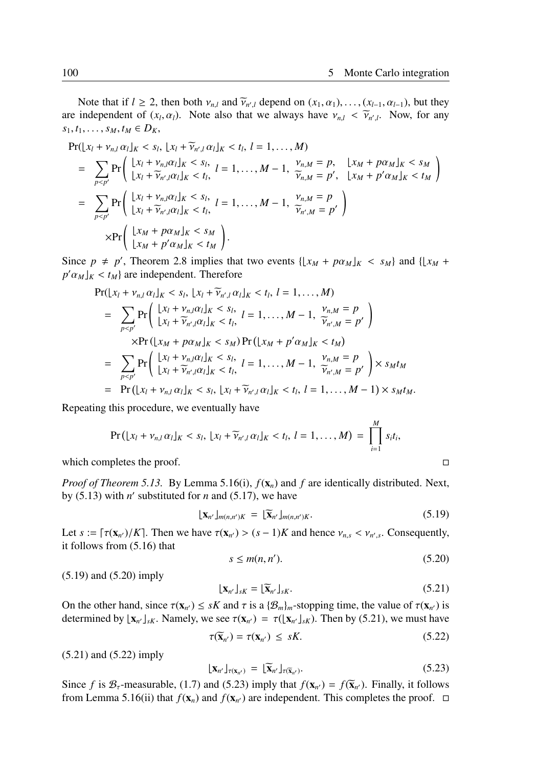Note that if $l \geq 2$, then both $\nu_{n,l}$ and $\widetilde{\nu}_{n',l}$ depend on $(x_1, \alpha_1), \ldots, (x_{l-1}, \alpha_{l-1})$, but they are independent of $(x_l, \alpha_l)$. Note also that we always have $\nu_{n,l} < \widetilde{\nu}_{n',l}$. Now, for any $s_1, t_1, \ldots, s_M, t_M \in D_K$,

$$
\begin{aligned}
&\Pr(\lfloor x_l + \nu_{n,l}\,\alpha_l \rfloor_K < s_l,\ \lfloor x_l + \widetilde{\nu}_{n',l}\,\alpha_l \rfloor_K < t_l,\ l = 1, \ldots, M) \\
&= \sum_{p<p'} \Pr\left( \begin{array}{l} \lfloor x_l + \nu_{n,l}\alpha_l \rfloor_K < s_l, \\ \lfloor x_l + \widetilde{\nu}_{n',l}\alpha_l \rfloor_K < t_l, \end{array} l = 1, \ldots, M-1,\ \begin{array}{ll} \nu_{n,M} = p, & \lfloor x_M + p\alpha_M \rfloor_K < s_M \\ \widetilde{\nu}_{n,M} = p', & \lfloor x_M + p'\alpha_M \rfloor_K < t_M \end{array} \right) \\
&= \sum_{p<p'} \Pr\left( \begin{array}{l} \lfloor x_l + \nu_{n,l}\alpha_l \rfloor_K < s_l, \\ \lfloor x_l + \widetilde{\nu}_{n',l}\alpha_l \rfloor_K < t_l, \end{array} l = 1, \ldots, M-1,\ \begin{array}{l} \nu_{n,M} = p \\ \widetilde{\nu}_{n',M} = p' \end{array} \right) \\
&\quad \times \Pr\left( \begin{array}{l} \lfloor x_M + p\alpha_M \rfloor_K < s_M \\ \lfloor x_M + p'\alpha_M \rfloor_K < t_M \end{array} \right).
\end{aligned}
$$

Since $p \neq p'$, Theorem 2.8 implies that two events $\{\lfloor x_M + p\alpha_M \rfloor_K < s_M\}$ and $\{\lfloor x_M + p'\alpha_M \rfloor_K < t_M\}$ are independent. Therefore

$$
\begin{aligned}
&\Pr(\lfloor x_l + \nu_{n,l}\,\alpha_l \rfloor_K < s_l,\ \lfloor x_l + \widetilde{\nu}_{n',l}\,\alpha_l \rfloor_K < t_l,\ l = 1, \ldots, M) \\
&= \sum_{p<p'} \Pr\left( \begin{array}{l} \lfloor x_l + \nu_{n,l}\alpha_l \rfloor_K < s_l, \\ \lfloor x_l + \widetilde{\nu}_{n',l}\alpha_l \rfloor_K < t_l, \end{array} l = 1, \ldots, M-1,\ \begin{array}{l} \nu_{n,M} = p \\ \widetilde{\nu}_{n',M} = p' \end{array} \right) \\
&\quad \times \Pr(\lfloor x_M + p\alpha_M \rfloor_K < s_M) \Pr(\lfloor x_M + p'\alpha_M \rfloor_K < t_M) \\
&= \sum_{p<p'} \Pr\left( \begin{array}{l} \lfloor x_l + \nu_{n,l}\alpha_l \rfloor_K < s_l, \\ \lfloor x_l + \widetilde{\nu}_{n',l}\alpha_l \rfloor_K < t_l, \end{array} l = 1, \ldots, M-1,\ \begin{array}{l} \nu_{n,M} = p \\ \widetilde{\nu}_{n',M} = p' \end{array} \right) \times s_M t_M \\
&= \Pr(\lfloor x_l + \nu_{n,l}\,\alpha_l \rfloor_K < s_l,\ \lfloor x_l + \widetilde{\nu}_{n',l}\,\alpha_l \rfloor_K < t_l,\ l = 1, \ldots, M-1) \times s_M t_M.
\end{aligned}
$$

Repeating this procedure, we eventually have

$$
\Pr(\lfloor x_l + \nu_{n,l}\,\alpha_l \rfloor_K < s_l,\ \lfloor x_l + \widetilde{\nu}_{n',l}\,\alpha_l \rfloor_K < t_l,\ l = 1, \ldots, M) = \prod_{i=1}^{M} s_i t_i,
$$

which completes the proof. □

*Proof of Theorem 5.13.* By Lemma 5.16(i), $f(\mathbf{x}_n)$ and $f$ are identically distributed. Next, by (5.13) with $n'$ substituted for $n$ and (5.17), we have

$$
\lfloor \mathbf{x}_{n'} \rfloor_{m(n,n')K} = \lfloor \widetilde{\mathbf{x}}_{n'} \rfloor_{m(n,n')K}. \tag{5.19}
$$

Let $s := \lceil \tau(\mathbf{x}_{n'})/K \rceil$. Then we have $\tau(\mathbf{x}_{n'}) > (s-1)K$ and hence $\nu_{n,s} < \nu_{n',s}$. Consequently, it follows from (5.16) that

$$
s \leq m(n, n'). \tag{5.20}
$$

(5.19) and (5.20) imply

$$
\lfloor \mathbf{x}_{n'} \rfloor_{sK} = \lfloor \widetilde{\mathbf{x}}_{n'} \rfloor_{sK}. \tag{5.21}
$$

On the other hand, since $\tau(\mathbf{x}_{n'}) \leq sK$ and $\tau$ is a $\{\mathcal{B}_m\}_m$-stopping time, the value of $\tau(\mathbf{x}_{n'})$ is determined by $\lfloor \mathbf{x}_{n'} \rfloor_{sK}$. Namely, we see $\tau(\mathbf{x}_{n'}) = \tau(\lfloor \mathbf{x}_{n'} \rfloor_{sK})$. Then by (5.21), we must have

$$
\tau(\widetilde{\mathbf{x}}_{n'}) = \tau(\mathbf{x}_{n'}) \leq sK. \tag{5.22}
$$

(5.21) and (5.22) imply

$$
\lfloor \mathbf{x}_{n'} \rfloor_{\tau(\mathbf{x}_{n'})} = \lfloor \widetilde{\mathbf{x}}_{n'} \rfloor_{\tau(\widetilde{\mathbf{x}}_{n'})}. \tag{5.23}
$$

Since $f$ is $\mathcal{B}_\tau$-measurable, (1.7) and (5.23) imply that $f(\mathbf{x}_{n'}) = f(\widetilde{\mathbf{x}}_{n'})$. Finally, it follows from Lemma 5.16(ii) that $f(\mathbf{x}_n)$ and $f(\mathbf{x}_{n'})$ are independent. This completes the proof. □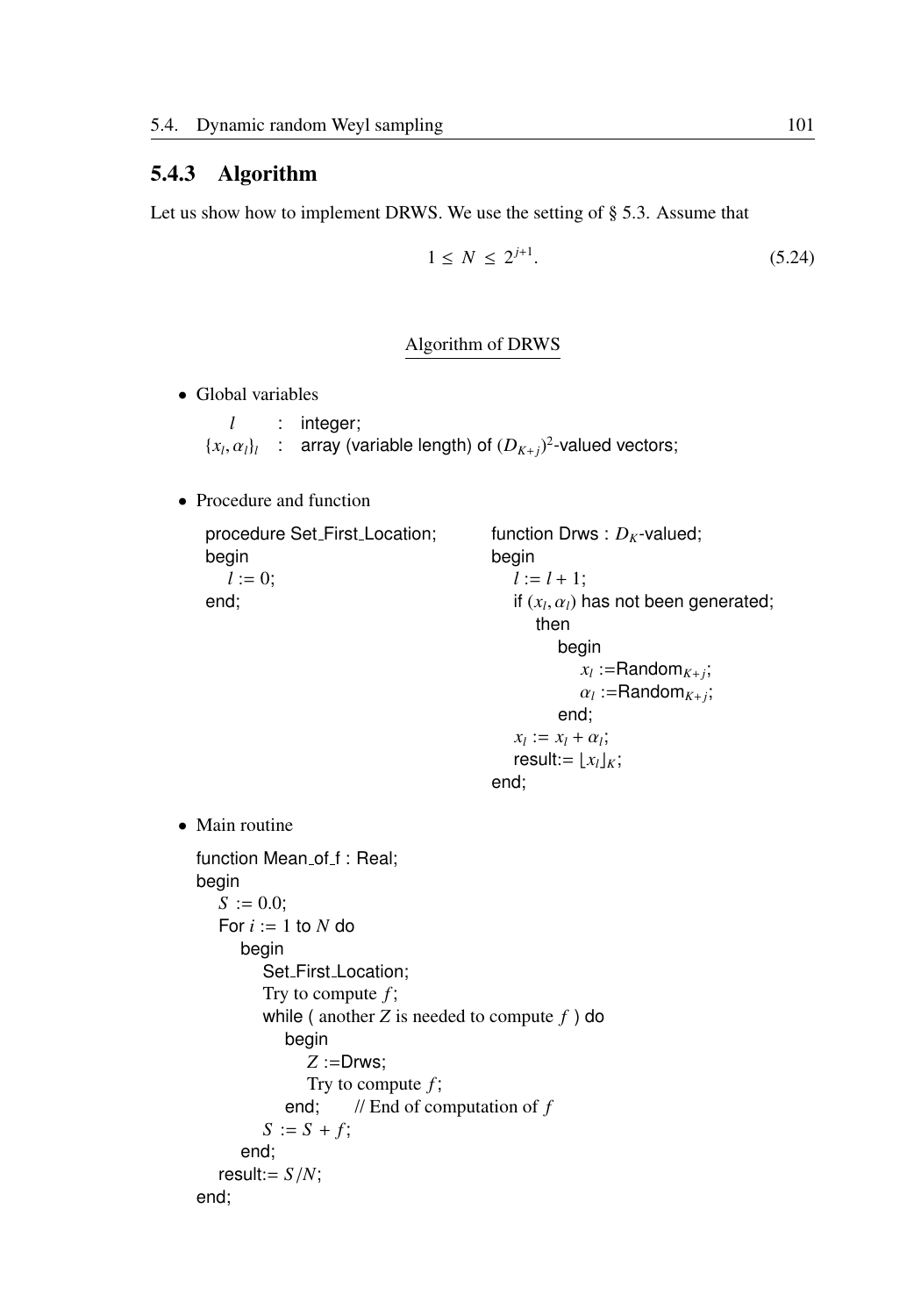### 5.4.3 Algorithm

Let us show how to implement DRWS. We use the setting of § 5.3. Assume that

$$1 \leq N \leq 2^{j+1}. \tag{5.24}$$

Algorithm of DRWS

- Global variables

```
        l        :  integer;
  {x_l, α_l}_l   :  array (variable length) of (D_{K+j})^2-valued vectors;
```

- Procedure and function

```
procedure Set_First_Location;
begin
    l := 0;
end;
```

```
function Drws : D_K-valued;
begin
    l := l + 1;
    if (x_l, α_l) has not been generated;
        then
            begin
                x_l := Random_{K+j};
                α_l := Random_{K+j};
            end;
    x_l := x_l + α_l;
    result:= ⌊x_l⌋_K;
end;
```

- Main routine

```
function Mean_of_f : Real;
begin
    S := 0.0;
    For i := 1 to N do
        begin
            Set_First_Location;
            Try to compute f;
            while ( another Z is needed to compute f ) do
                begin
                    Z :=Drws;
                    Try to compute f;
                end;      // End of computation of f
            S := S + f;
        end;
    result:= S/N;
end;
```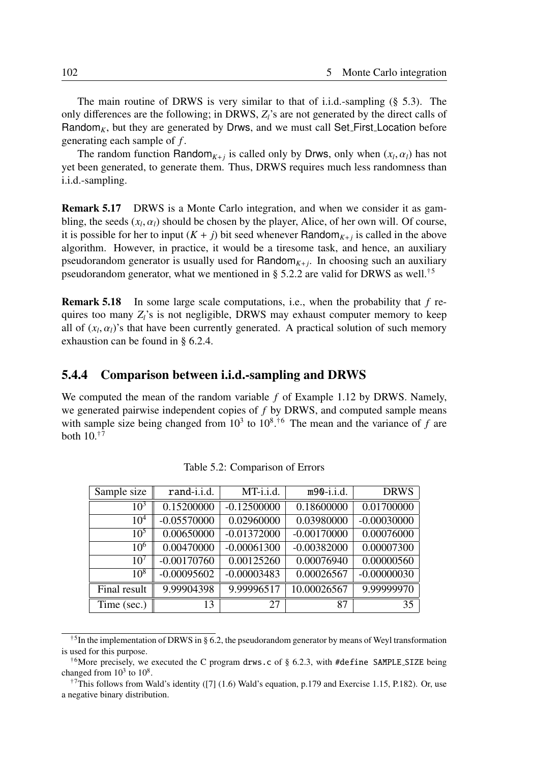The main routine of DRWS is very similar to that of i.i.d.-sampling (§ 5.3). The only differences are the following; in DRWS, $Z_l$'s are not generated by the direct calls of $\mathsf{Random}_K$, but they are generated by $\mathsf{Drws}$, and we must call $\mathsf{Set\_First\_Location}$ before generating each sample of $f$.

The random function $\mathsf{Random}_{K+j}$ is called only by $\mathsf{Drws}$, only when $(x_l, \alpha_l)$ has not yet been generated, to generate them. Thus, DRWS requires much less randomness than i.i.d.-sampling.

**Remark 5.17** DRWS is a Monte Carlo integration, and when we consider it as gambling, the seeds $(x_l, \alpha_l)$ should be chosen by the player, Alice, of her own will. Of course, it is possible for her to input $(K + j)$ bit seed whenever $\mathsf{Random}_{K+j}$ is called in the above algorithm. However, in practice, it would be a tiresome task, and hence, an auxiliary pseudorandom generator is usually used for $\mathsf{Random}_{K+j}$. In choosing such an auxiliary pseudorandom generator, what we mentioned in § 5.2.2 are valid for DRWS as well.[†5]

**Remark 5.18** In some large scale computations, i.e., when the probability that $f$ requires too many $Z_l$'s is not negligible, DRWS may exhaust computer memory to keep all of $(x_l, \alpha_l)$'s that have been currently generated. A practical solution of such memory exhaustion can be found in § 6.2.4.

### 5.4.4 Comparison between i.i.d.-sampling and DRWS

We computed the mean of the random variable $f$ of Example 1.12 by DRWS. Namely, we generated pairwise independent copies of $f$ by DRWS, and computed sample means with sample size being changed from $10^3$ to $10^8$.[†6] The mean and the variance of $f$ are both 10.[†7]

Table 5.2: Comparison of Errors

| Sample size | `rand`-i.i.d. | MT-i.i.d. | `m90`-i.i.d. | DRWS |
|---:|---:|---:|---:|---:|
| $10^3$ | 0.15200000 | -0.12500000 | 0.18600000 | 0.01700000 |
| $10^4$ | -0.05570000 | 0.02960000 | 0.03980000 | -0.00030000 |
| $10^5$ | 0.00650000 | -0.01372000 | -0.00170000 | 0.00076000 |
| $10^6$ | 0.00470000 | -0.00061300 | -0.00382000 | 0.00007300 |
| $10^7$ | -0.00170760 | 0.00125260 | 0.00076940 | 0.00000560 |
| $10^8$ | -0.00095602 | -0.00003483 | 0.00026567 | -0.00000030 |
| Final result | 9.99904398 | 9.99996517 | 10.00026567 | 9.99999970 |
| Time (sec.) | 13 | 27 | 87 | 35 |

---

[†5] In the implementation of DRWS in § 6.2, the pseudorandom generator by means of Weyl transformation is used for this purpose.

[†6] More precisely, we executed the C program `drws.c` of § 6.2.3, with `#define SAMPLE_SIZE` being changed from $10^3$ to $10^8$.

[†7] This follows from Wald's identity ([7] (1.6) Wald's equation, p.179 and Exercise 1.15, P.182). Or, use a negative binary distribution.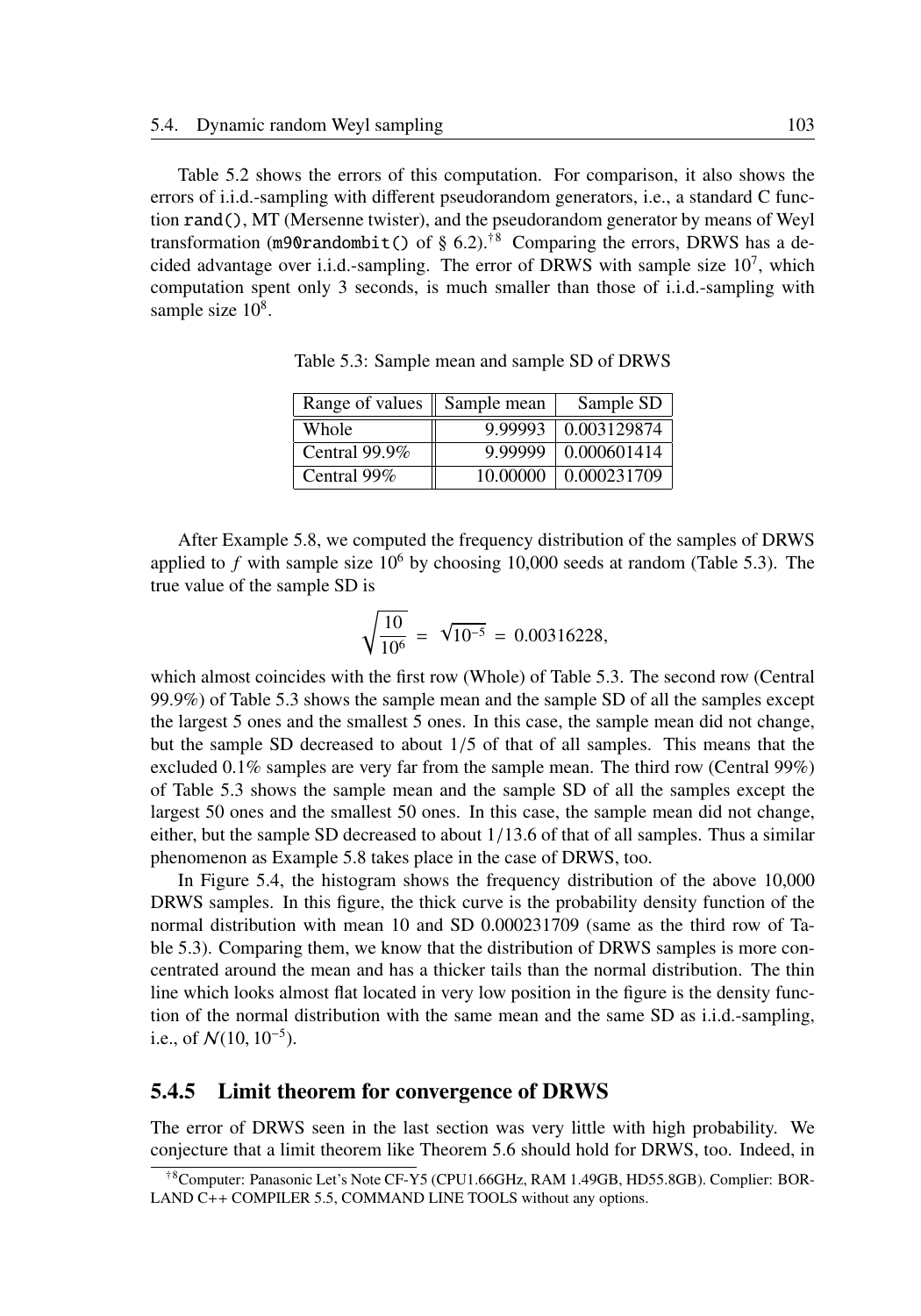Table 5.2 shows the errors of this computation. For comparison, it also shows the errors of i.i.d.-sampling with different pseudorandom generators, i.e., a standard C function `rand()`, MT (Mersenne twister), and the pseudorandom generator by means of Weyl transformation (`m90randombit()` of § 6.2).[†8] Comparing the errors, DRWS has a decided advantage over i.i.d.-sampling. The error of DRWS with sample size $10^7$, which computation spent only 3 seconds, is much smaller than those of i.i.d.-sampling with sample size $10^8$.

Table 5.3: Sample mean and sample SD of DRWS

| Range of values | Sample mean | Sample SD |
|---|---|---|
| Whole | 9.99993 | 0.003129874 |
| Central 99.9% | 9.99999 | 0.000601414 |
| Central 99% | 10.00000 | 0.000231709 |

After Example 5.8, we computed the frequency distribution of the samples of DRWS applied to $f$ with sample size $10^6$ by choosing 10,000 seeds at random (Table 5.3). The true value of the sample SD is

$$\sqrt{\frac{10}{10^6}} = \sqrt{10^{-5}} = 0.00316228,$$

which almost coincides with the first row (Whole) of Table 5.3. The second row (Central 99.9%) of Table 5.3 shows the sample mean and the sample SD of all the samples except the largest 5 ones and the smallest 5 ones. In this case, the sample mean did not change, but the sample SD decreased to about $1/5$ of that of all samples. This means that the excluded 0.1% samples are very far from the sample mean. The third row (Central 99%) of Table 5.3 shows the sample mean and the sample SD of all the samples except the largest 50 ones and the smallest 50 ones. In this case, the sample mean did not change, either, but the sample SD decreased to about $1/13.6$ of that of all samples. Thus a similar phenomenon as Example 5.8 takes place in the case of DRWS, too.

In Figure 5.4, the histogram shows the frequency distribution of the above 10,000 DRWS samples. In this figure, the thick curve is the probability density function of the normal distribution with mean 10 and SD 0.000231709 (same as the third row of Table 5.3). Comparing them, we know that the distribution of DRWS samples is more concentrated around the mean and has a thicker tails than the normal distribution. The thin line which looks almost flat located in very low position in the figure is the density function of the normal distribution with the same mean and the same SD as i.i.d.-sampling, i.e., of $\mathcal{N}(10, 10^{-5})$.

### 5.4.5 Limit theorem for convergence of DRWS

The error of DRWS seen in the last section was very little with high probability. We conjecture that a limit theorem like Theorem 5.6 should hold for DRWS, too. Indeed, in

[†8] Computer: Panasonic Let's Note CF-Y5 (CPU1.66GHz, RAM 1.49GB, HD55.8GB). Complier: BORLAND C++ COMPILER 5.5, COMMAND LINE TOOLS without any options.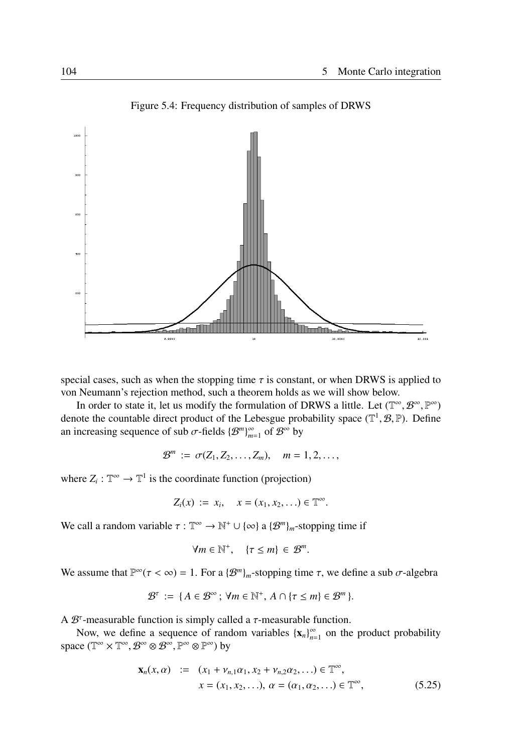Figure 5.4: Frequency distribution of samples of DRWS

special cases, such as when the stopping time $\tau$ is constant, or when DRWS is applied to von Neumann's rejection method, such a theorem holds as we will show below.

In order to state it, let us modify the formulation of DRWS a little. Let $(\mathbb{T}^\infty, \mathcal{B}^\infty, \mathbb{P}^\infty)$ denote the countable direct product of the Lebesgue probability space $(\mathbb{T}^1, \mathcal{B}, \mathbb{P})$. Define an increasing sequence of sub $\sigma$-fields $\{\mathcal{B}^m\}_{m=1}^\infty$ of $\mathcal{B}^\infty$ by

$$\mathcal{B}^m := \sigma(Z_1, Z_2, \ldots, Z_m), \quad m = 1, 2, \ldots,$$

where $Z_i : \mathbb{T}^\infty \to \mathbb{T}^1$ is the coordinate function (projection)

$$Z_i(x) := x_i, \quad x = (x_1, x_2, \ldots) \in \mathbb{T}^\infty.$$

We call a random variable $\tau : \mathbb{T}^\infty \to \mathbb{N}^+ \cup \{\infty\}$ a $\{\mathcal{B}^m\}_m$-stopping time if

$$\forall m \in \mathbb{N}^+, \quad \{\tau \leq m\} \in \mathcal{B}^m.$$

We assume that $\mathbb{P}^\infty(\tau < \infty) = 1$. For a $\{\mathcal{B}^m\}_m$-stopping time $\tau$, we define a sub $\sigma$-algebra

$$\mathcal{B}^\tau := \{ A \in \mathcal{B}^\infty \, ; \, \forall m \in \mathbb{N}^+, \, A \cap \{\tau \leq m\} \in \mathcal{B}^m \}.$$

A $\mathcal{B}^\tau$-measurable function is simply called a $\tau$-measurable function.

Now, we define a sequence of random variables $\{\mathbf{x}_n\}_{n=1}^\infty$ on the product probability space $(\mathbb{T}^\infty \times \mathbb{T}^\infty, \mathcal{B}^\infty \otimes \mathcal{B}^\infty, \mathbb{P}^\infty \otimes \mathbb{P}^\infty)$ by

$$\begin{aligned} \mathbf{x}_n(x, \alpha) &:= (x_1 + \nu_{n,1}\alpha_1, x_2 + \nu_{n,2}\alpha_2, \ldots) \in \mathbb{T}^\infty, \\ & \qquad x = (x_1, x_2, \ldots), \; \alpha = (\alpha_1, \alpha_2, \ldots) \in \mathbb{T}^\infty, \end{aligned} \tag{5.25}$$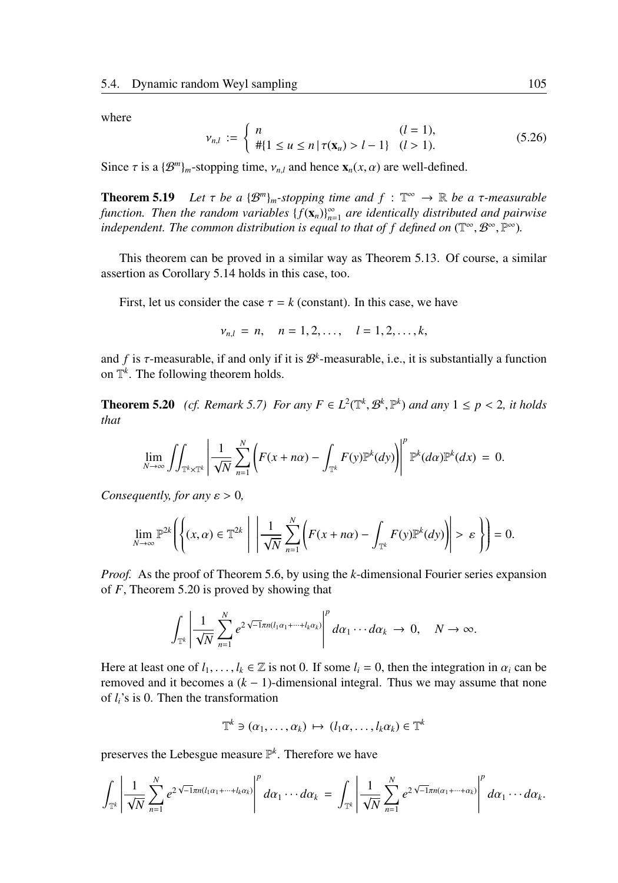where

$$\nu_{n,l} := \begin{cases} n & (l = 1), \\ \#\{1 \le u \le n \mid \tau(\mathbf{x}_u) > l - 1\} & (l > 1). \end{cases} \tag{5.26}$$

Since $\tau$ is a $\{\mathcal{B}^m\}_m$-stopping time, $\nu_{n,l}$ and hence $\mathbf{x}_n(x, \alpha)$ are well-defined.

**Theorem 5.19** *Let $\tau$ be a $\{\mathcal{B}^m\}_m$-stopping time and $f : \mathbb{T}^\infty \to \mathbb{R}$ be a $\tau$-measurable function. Then the random variables $\{f(\mathbf{x}_n)\}_{n=1}^\infty$ are identically distributed and pairwise independent. The common distribution is equal to that of $f$ defined on $(\mathbb{T}^\infty, \mathcal{B}^\infty, \mathbb{P}^\infty)$.*

This theorem can be proved in a similar way as Theorem 5.13. Of course, a similar assertion as Corollary 5.14 holds in this case, too.

First, let us consider the case $\tau = k$ (constant). In this case, we have

$$\nu_{n,l} = n, \quad n = 1, 2, \ldots, \quad l = 1, 2, \ldots, k,$$

and $f$ is $\tau$-measurable, if and only if it is $\mathcal{B}^k$-measurable, i.e., it is substantially a function on $\mathbb{T}^k$. The following theorem holds.

**Theorem 5.20** *(cf. Remark 5.7) For any $F \in L^2(\mathbb{T}^k, \mathcal{B}^k, \mathbb{P}^k)$ and any $1 \le p < 2$, it holds that*

$$\lim_{N\to\infty} \iint_{\mathbb{T}^k \times \mathbb{T}^k} \left| \frac{1}{\sqrt{N}} \sum_{n=1}^{N} \left( F(x + n\alpha) - \int_{\mathbb{T}^k} F(y) \mathbb{P}^k(dy) \right) \right|^p \mathbb{P}^k(d\alpha) \mathbb{P}^k(dx) = 0.$$

*Consequently, for any $\varepsilon > 0$,*

$$\lim_{N\to\infty} \mathbb{P}^{2k} \left( \left\{ (x, \alpha) \in \mathbb{T}^{2k} \;\middle|\; \left| \frac{1}{\sqrt{N}} \sum_{n=1}^{N} \left( F(x + n\alpha) - \int_{\mathbb{T}^k} F(y) \mathbb{P}^k(dy) \right) \right| > \varepsilon \right\} \right) = 0.$$

*Proof.* As the proof of Theorem 5.6, by using the $k$-dimensional Fourier series expansion of $F$, Theorem 5.20 is proved by showing that

$$\int_{\mathbb{T}^k} \left| \frac{1}{\sqrt{N}} \sum_{n=1}^{N} e^{2\sqrt{-1}\pi n(l_1\alpha_1 + \cdots + l_k\alpha_k)} \right|^p d\alpha_1 \cdots d\alpha_k \to 0, \quad N \to \infty.$$

Here at least one of $l_1, \ldots, l_k \in \mathbb{Z}$ is not 0. If some $l_i = 0$, then the integration in $\alpha_i$ can be removed and it becomes a $(k-1)$-dimensional integral. Thus we may assume that none of $l_i$'s is 0. Then the transformation

$$\mathbb{T}^k \ni (\alpha_1, \ldots, \alpha_k) \mapsto (l_1\alpha, \ldots, l_k\alpha_k) \in \mathbb{T}^k$$

preserves the Lebesgue measure $\mathbb{P}^k$. Therefore we have

$$\int_{\mathbb{T}^k} \left| \frac{1}{\sqrt{N}} \sum_{n=1}^{N} e^{2\sqrt{-1}\pi n(l_1\alpha_1 + \cdots + l_k\alpha_k)} \right|^p d\alpha_1 \cdots d\alpha_k = \int_{\mathbb{T}^k} \left| \frac{1}{\sqrt{N}} \sum_{n=1}^{N} e^{2\sqrt{-1}\pi n(\alpha_1 + \cdots + \alpha_k)} \right|^p d\alpha_1 \cdots d\alpha_k.$$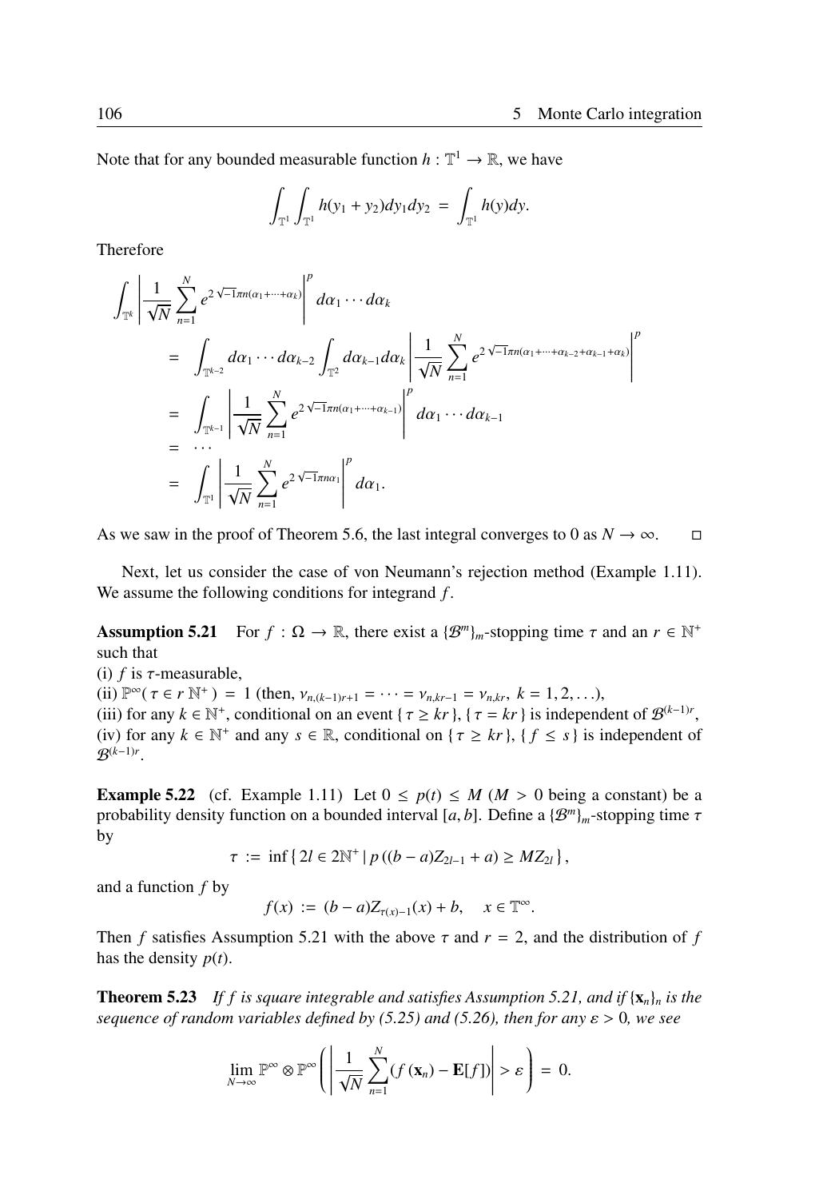Note that for any bounded measurable function $h : \mathbb{T}^1 \to \mathbb{R}$, we have

$$\int_{\mathbb{T}^1} \int_{\mathbb{T}^1} h(y_1 + y_2) dy_1 dy_2 = \int_{\mathbb{T}^1} h(y) dy.$$

Therefore

$$\begin{aligned}
\int_{\mathbb{T}^k} & \left| \frac{1}{\sqrt{N}} \sum_{n=1}^{N} e^{2\sqrt{-1}\pi n(\alpha_1 + \cdots + \alpha_k)} \right|^p d\alpha_1 \cdots d\alpha_k \\
&= \int_{\mathbb{T}^{k-2}} d\alpha_1 \cdots d\alpha_{k-2} \int_{\mathbb{T}^2} d\alpha_{k-1} d\alpha_k \left| \frac{1}{\sqrt{N}} \sum_{n=1}^{N} e^{2\sqrt{-1}\pi n(\alpha_1 + \cdots + \alpha_{k-2} + \alpha_{k-1} + \alpha_k)} \right|^p \\
&= \int_{\mathbb{T}^{k-1}} \left| \frac{1}{\sqrt{N}} \sum_{n=1}^{N} e^{2\sqrt{-1}\pi n(\alpha_1 + \cdots + \alpha_{k-1})} \right|^p d\alpha_1 \cdots d\alpha_{k-1} \\
&= \cdots \\
&= \int_{\mathbb{T}^1} \left| \frac{1}{\sqrt{N}} \sum_{n=1}^{N} e^{2\sqrt{-1}\pi n \alpha_1} \right|^p d\alpha_1.
\end{aligned}$$

As we saw in the proof of Theorem 5.6, the last integral converges to 0 as $N \to \infty$. □

Next, let us consider the case of von Neumann's rejection method (Example 1.11). We assume the following conditions for integrand $f$.

**Assumption 5.21** For $f : \Omega \to \mathbb{R}$, there exist a $\{\mathcal{B}^m\}_m$-stopping time $\tau$ and an $r \in \mathbb{N}^+$ such that
(i) $f$ is $\tau$-measurable,
(ii) $\mathbb{P}^\infty(\tau \in r\,\mathbb{N}^+) = 1$ (then, $\nu_{n,(k-1)r+1} = \cdots = \nu_{n,kr-1} = \nu_{n,kr}$, $k = 1, 2, \ldots$),
(iii) for any $k \in \mathbb{N}^+$, conditional on an event $\{\tau \geq kr\}$, $\{\tau = kr\}$ is independent of $\mathcal{B}^{(k-1)r}$,
(iv) for any $k \in \mathbb{N}^+$ and any $s \in \mathbb{R}$, conditional on $\{\tau \geq kr\}$, $\{f \leq s\}$ is independent of $\mathcal{B}^{(k-1)r}$.

**Example 5.22** (cf. Example 1.11) Let $0 \leq p(t) \leq M$ ($M > 0$ being a constant) be a probability density function on a bounded interval $[a, b]$. Define a $\{\mathcal{B}^m\}_m$-stopping time $\tau$ by

$$\tau := \inf\{2l \in 2\mathbb{N}^+ \mid p((b-a)Z_{2l-1} + a) \geq MZ_{2l}\},$$

and a function $f$ by

$$f(x) := (b-a)Z_{\tau(x)-1}(x) + b, \quad x \in \mathbb{T}^\infty.$$

Then $f$ satisfies Assumption 5.21 with the above $\tau$ and $r = 2$, and the distribution of $f$ has the density $p(t)$.

**Theorem 5.23** *If $f$ is square integrable and satisfies Assumption 5.21, and if $\{\mathbf{x}_n\}_n$ is the sequence of random variables defined by (5.25) and (5.26), then for any $\varepsilon > 0$, we see*

$$\lim_{N\to\infty} \mathbb{P}^\infty \otimes \mathbb{P}^\infty \left( \left| \frac{1}{\sqrt{N}} \sum_{n=1}^{N} (f(\mathbf{x}_n) - \mathbf{E}[f]) \right| > \varepsilon \right) = 0.$$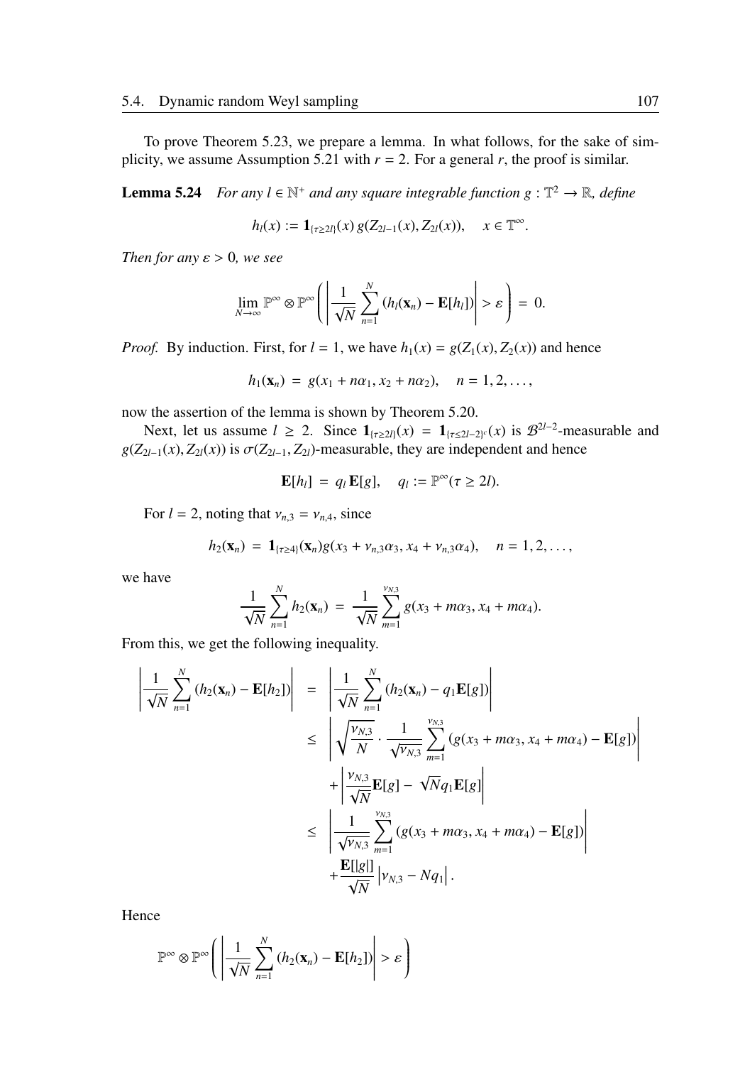To prove Theorem 5.23, we prepare a lemma. In what follows, for the sake of simplicity, we assume Assumption 5.21 with $r = 2$. For a general $r$, the proof is similar.

**Lemma 5.24** *For any $l \in \mathbb{N}^+$ and any square integrable function $g : \mathbb{T}^2 \to \mathbb{R}$, define*

$$h_l(x) := \mathbf{1}_{\{\tau \geq 2l\}}(x)\, g(Z_{2l-1}(x), Z_{2l}(x)), \quad x \in \mathbb{T}^\infty.$$

*Then for any $\varepsilon > 0$, we see*

$$\lim_{N\to\infty} \mathbb{P}^\infty \otimes \mathbb{P}^\infty \left( \left| \frac{1}{\sqrt{N}} \sum_{n=1}^{N} (h_l(\mathbf{x}_n) - \mathbf{E}[h_l]) \right| > \varepsilon \right) = 0.$$

*Proof.* By induction. First, for $l = 1$, we have $h_1(x) = g(Z_1(x), Z_2(x))$ and hence

$$h_1(\mathbf{x}_n) = g(x_1 + n\alpha_1, x_2 + n\alpha_2), \quad n = 1, 2, \ldots,$$

now the assertion of the lemma is shown by Theorem 5.20.

Next, let us assume $l \geq 2$. Since $\mathbf{1}_{\{\tau \geq 2l\}}(x) = \mathbf{1}_{\{\tau \leq 2l-2\}^c}(x)$ is $\mathcal{B}^{2l-2}$-measurable and $g(Z_{2l-1}(x), Z_{2l}(x))$ is $\sigma(Z_{2l-1}, Z_{2l})$-measurable, they are independent and hence

$$\mathbf{E}[h_l] = q_l\, \mathbf{E}[g], \quad q_l := \mathbb{P}^\infty(\tau \geq 2l).$$

For $l = 2$, noting that $\nu_{n,3} = \nu_{n,4}$, since

$$h_2(\mathbf{x}_n) = \mathbf{1}_{\{\tau \geq 4\}}(\mathbf{x}_n) g(x_3 + \nu_{n,3}\alpha_3, x_4 + \nu_{n,3}\alpha_4), \quad n = 1, 2, \ldots,$$

we have

$$\frac{1}{\sqrt{N}} \sum_{n=1}^{N} h_2(\mathbf{x}_n) = \frac{1}{\sqrt{N}} \sum_{m=1}^{\nu_{N,3}} g(x_3 + m\alpha_3, x_4 + m\alpha_4).$$

From this, we get the following inequality.

$$\begin{aligned}
\left| \frac{1}{\sqrt{N}} \sum_{n=1}^{N} (h_2(\mathbf{x}_n) - \mathbf{E}[h_2]) \right| &= \left| \frac{1}{\sqrt{N}} \sum_{n=1}^{N} (h_2(\mathbf{x}_n) - q_1\mathbf{E}[g]) \right| \\
&\leq \left| \sqrt{\frac{\nu_{N,3}}{N}} \cdot \frac{1}{\sqrt{\nu_{N,3}}} \sum_{m=1}^{\nu_{N,3}} (g(x_3 + m\alpha_3, x_4 + m\alpha_4) - \mathbf{E}[g]) \right| \\
&\quad + \left| \frac{\nu_{N,3}}{\sqrt{N}} \mathbf{E}[g] - \sqrt{N} q_1 \mathbf{E}[g] \right| \\
&\leq \left| \frac{1}{\sqrt{\nu_{N,3}}} \sum_{m=1}^{\nu_{N,3}} (g(x_3 + m\alpha_3, x_4 + m\alpha_4) - \mathbf{E}[g]) \right| \\
&\quad + \frac{\mathbf{E}[|g|]}{\sqrt{N}} \left| \nu_{N,3} - N q_1 \right|.
\end{aligned}$$

Hence

$$\mathbb{P}^\infty \otimes \mathbb{P}^\infty \left( \left| \frac{1}{\sqrt{N}} \sum_{n=1}^{N} (h_2(\mathbf{x}_n) - \mathbf{E}[h_2]) \right| > \varepsilon \right)$$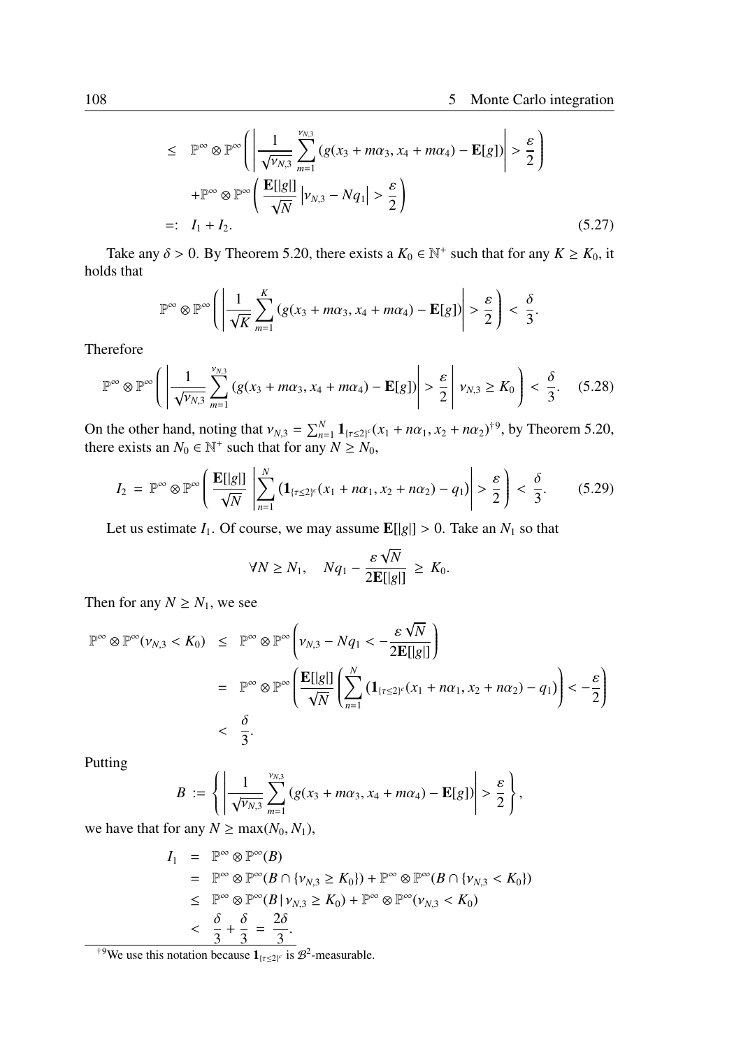$$
\begin{aligned}
&\leq \mathbb{P}^\infty \otimes \mathbb{P}^\infty \left( \left| \frac{1}{\sqrt{\nu_{N,3}}} \sum_{m=1}^{\nu_{N,3}} (g(x_3 + m\alpha_3, x_4 + m\alpha_4) - \mathbf{E}[g]) \right| > \frac{\varepsilon}{2} \right) \\
&\quad + \mathbb{P}^\infty \otimes \mathbb{P}^\infty \left( \frac{\mathbf{E}[|g|]}{\sqrt{N}} \left| \nu_{N,3} - Nq_1 \right| > \frac{\varepsilon}{2} \right) \\
&=: I_1 + I_2. \qquad (5.27)
\end{aligned}
$$

Take any $\delta > 0$. By Theorem 5.20, there exists a $K_0 \in \mathbb{N}^+$ such that for any $K \geq K_0$, it holds that

$$
\mathbb{P}^\infty \otimes \mathbb{P}^\infty \left( \left| \frac{1}{\sqrt{K}} \sum_{m=1}^{K} (g(x_3 + m\alpha_3, x_4 + m\alpha_4) - \mathbf{E}[g]) \right| > \frac{\varepsilon}{2} \right) < \frac{\delta}{3}.
$$

Therefore

$$
\mathbb{P}^\infty \otimes \mathbb{P}^\infty \left( \left| \frac{1}{\sqrt{\nu_{N,3}}} \sum_{m=1}^{\nu_{N,3}} (g(x_3 + m\alpha_3, x_4 + m\alpha_4) - \mathbf{E}[g]) \right| > \frac{\varepsilon}{2} \,\middle|\, \nu_{N,3} \geq K_0 \right) < \frac{\delta}{3}. \qquad (5.28)
$$

On the other hand, noting that $\nu_{N,3} = \sum_{n=1}^{N} \mathbf{1}_{\{\tau \leq 2\}^c}(x_1 + n\alpha_1, x_2 + n\alpha_2)$[†9], by Theorem 5.20, there exists an $N_0 \in \mathbb{N}^+$ such that for any $N \geq N_0$,

$$
I_2 = \mathbb{P}^\infty \otimes \mathbb{P}^\infty \left( \frac{\mathbf{E}[|g|]}{\sqrt{N}} \left| \sum_{n=1}^{N} (\mathbf{1}_{\{\tau \leq 2\}^c}(x_1 + n\alpha_1, x_2 + n\alpha_2) - q_1) \right| > \frac{\varepsilon}{2} \right) < \frac{\delta}{3}. \qquad (5.29)
$$

Let us estimate $I_1$. Of course, we may assume $\mathbf{E}[|g|] > 0$. Take an $N_1$ so that

$$
\forall N \geq N_1, \quad Nq_1 - \frac{\varepsilon \sqrt{N}}{2\mathbf{E}[|g|]} \geq K_0.
$$

Then for any $N \geq N_1$, we see

$$
\begin{aligned}
\mathbb{P}^\infty \otimes \mathbb{P}^\infty(\nu_{N,3} < K_0) &\leq \mathbb{P}^\infty \otimes \mathbb{P}^\infty \left( \nu_{N,3} - Nq_1 < -\frac{\varepsilon \sqrt{N}}{2\mathbf{E}[|g|]} \right) \\
&= \mathbb{P}^\infty \otimes \mathbb{P}^\infty \left( \frac{\mathbf{E}[|g|]}{\sqrt{N}} \left( \sum_{n=1}^{N} (\mathbf{1}_{\{\tau \leq 2\}^c}(x_1 + n\alpha_1, x_2 + n\alpha_2) - q_1) \right) < -\frac{\varepsilon}{2} \right) \\
&< \frac{\delta}{3}.
\end{aligned}
$$

Putting

$$
B := \left\{ \left| \frac{1}{\sqrt{\nu_{N,3}}} \sum_{m=1}^{\nu_{N,3}} (g(x_3 + m\alpha_3, x_4 + m\alpha_4) - \mathbf{E}[g]) \right| > \frac{\varepsilon}{2} \right\},
$$

we have that for any $N \geq \max(N_0, N_1)$,

$$
\begin{aligned}
I_1 &= \mathbb{P}^\infty \otimes \mathbb{P}^\infty(B) \\
&= \mathbb{P}^\infty \otimes \mathbb{P}^\infty(B \cap \{\nu_{N,3} \geq K_0\}) + \mathbb{P}^\infty \otimes \mathbb{P}^\infty(B \cap \{\nu_{N,3} < K_0\}) \\
&\leq \mathbb{P}^\infty \otimes \mathbb{P}^\infty(B \,|\, \nu_{N,3} \geq K_0) + \mathbb{P}^\infty \otimes \mathbb{P}^\infty(\nu_{N,3} < K_0) \\
&< \frac{\delta}{3} + \frac{\delta}{3} = \frac{2\delta}{3}.
\end{aligned}
$$

---

[†9] We use this notation because $\mathbf{1}_{\{\tau \leq 2\}^c}$ is $\mathcal{B}^2$-measurable.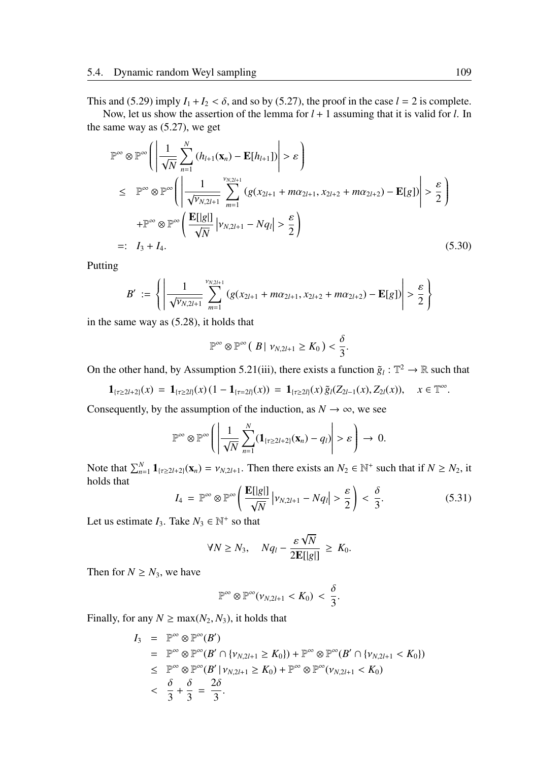This and (5.29) imply $I_1 + I_2 < \delta$, and so by (5.27), the proof in the case $l = 2$ is complete.

Now, let us show the assertion of the lemma for $l+1$ assuming that it is valid for $l$. In the same way as (5.27), we get

$$
\begin{aligned}
&\mathbb{P}^\infty \otimes \mathbb{P}^\infty\left( \left| \frac{1}{\sqrt{N}} \sum_{n=1}^{N} (h_{l+1}(\mathbf{x}_n) - \mathbf{E}[h_{l+1}]) \right| > \varepsilon \right) \\
\leq\ & \mathbb{P}^\infty \otimes \mathbb{P}^\infty\left( \left| \frac{1}{\sqrt{\nu_{N,2l+1}}} \sum_{m=1}^{\nu_{N,2l+1}} (g(x_{2l+1} + m\alpha_{2l+1}, x_{2l+2} + m\alpha_{2l+2}) - \mathbf{E}[g]) \right| > \frac{\varepsilon}{2} \right) \\
&+ \mathbb{P}^\infty \otimes \mathbb{P}^\infty\left( \frac{\mathbf{E}[|g|]}{\sqrt{N}} \left| \nu_{N,2l+1} - Nq_l \right| > \frac{\varepsilon}{2} \right) \\
=:\ & I_3 + I_4. \qquad (5.30)
\end{aligned}
$$

Putting

$$
B' := \left\{ \left| \frac{1}{\sqrt{\nu_{N,2l+1}}} \sum_{m=1}^{\nu_{N,2l+1}} (g(x_{2l+1} + m\alpha_{2l+1}, x_{2l+2} + m\alpha_{2l+2}) - \mathbf{E}[g]) \right| > \frac{\varepsilon}{2} \right\}
$$

in the same way as (5.28), it holds that

$$
\mathbb{P}^\infty \otimes \mathbb{P}^\infty(\, B \mid \nu_{N,2l+1} \geq K_0\,) < \frac{\delta}{3}.
$$

On the other hand, by Assumption 5.21(iii), there exists a function $\tilde{g}_l : \mathbb{T}^2 \to \mathbb{R}$ such that

$$
\mathbf{1}_{\{\tau \geq 2l+2\}}(x) \;=\; \mathbf{1}_{\{\tau \geq 2l\}}(x)\,(1 - \mathbf{1}_{\{\tau = 2l\}}(x)) \;=\; \mathbf{1}_{\{\tau \geq 2l\}}(x)\,\tilde{g}_l(Z_{2l-1}(x), Z_{2l}(x)), \quad x \in \mathbb{T}^\infty.
$$

Consequently, by the assumption of the induction, as $N \to \infty$, we see

$$
\mathbb{P}^\infty \otimes \mathbb{P}^\infty\left( \left| \frac{1}{\sqrt{N}} \sum_{n=1}^{N} (\mathbf{1}_{\{\tau \geq 2l+2\}}(\mathbf{x}_n) - q_l) \right| > \varepsilon \right) \;\to\; 0.
$$

Note that $\sum_{n=1}^{N} \mathbf{1}_{\{\tau \geq 2l+2\}}(\mathbf{x}_n) = \nu_{N,2l+1}$. Then there exists an $N_2 \in \mathbb{N}^+$ such that if $N \geq N_2$, it holds that

$$
I_4 \;=\; \mathbb{P}^\infty \otimes \mathbb{P}^\infty\left( \frac{\mathbf{E}[|g|]}{\sqrt{N}} \left| \nu_{N,2l+1} - Nq_l \right| > \frac{\varepsilon}{2} \right) \;<\; \frac{\delta}{3}. \qquad (5.31)
$$

Let us estimate $I_3$. Take $N_3 \in \mathbb{N}^+$ so that

$$
\forall N \geq N_3, \quad Nq_l - \frac{\varepsilon\sqrt{N}}{2\mathbf{E}[|g|]} \;\geq\; K_0.
$$

Then for $N \geq N_3$, we have

$$
\mathbb{P}^\infty \otimes \mathbb{P}^\infty(\nu_{N,2l+1} < K_0) \;<\; \frac{\delta}{3}.
$$

Finally, for any $N \geq \max(N_2, N_3)$, it holds that

$$
\begin{aligned}
I_3 \;&=\; \mathbb{P}^\infty \otimes \mathbb{P}^\infty(B') \\
&=\; \mathbb{P}^\infty \otimes \mathbb{P}^\infty(B' \cap \{\nu_{N,2l+1} \geq K_0\}) + \mathbb{P}^\infty \otimes \mathbb{P}^\infty(B' \cap \{\nu_{N,2l+1} < K_0\}) \\
&\leq\; \mathbb{P}^\infty \otimes \mathbb{P}^\infty(B' \mid \nu_{N,2l+1} \geq K_0) + \mathbb{P}^\infty \otimes \mathbb{P}^\infty(\nu_{N,2l+1} < K_0) \\
&<\; \frac{\delta}{3} + \frac{\delta}{3} \;=\; \frac{2\delta}{3}.
\end{aligned}
$$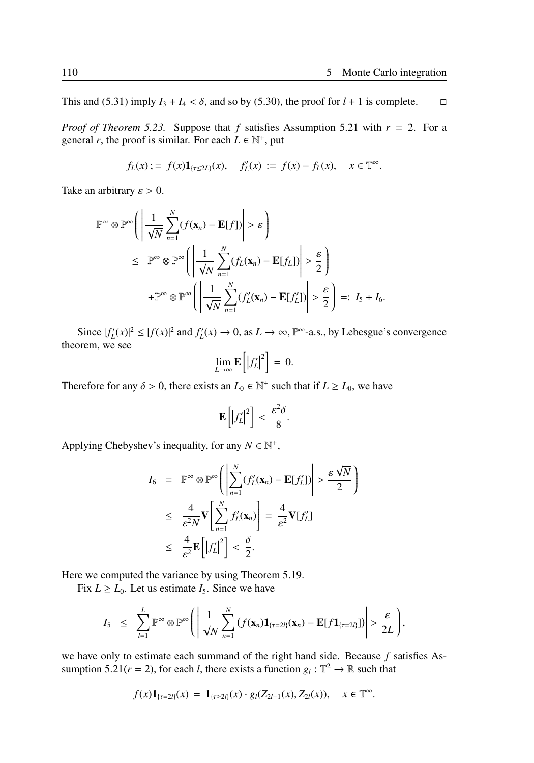This and (5.31) imply $I_3 + I_4 < \delta$, and so by (5.30), the proof for $l+1$ is complete. □

*Proof of Theorem 5.23.* Suppose that $f$ satisfies Assumption 5.21 with $r = 2$. For a general $r$, the proof is similar. For each $L \in \mathbb{N}^+$, put

$$f_L(x) ;= f(x)\mathbf{1}_{\{\tau \le 2L\}}(x), \quad f'_L(x) := f(x) - f_L(x), \quad x \in \mathbb{T}^\infty.$$

Take an arbitrary $\varepsilon > 0$.

$$\begin{aligned}
&\mathbb{P}^\infty \otimes \mathbb{P}^\infty \left( \left| \frac{1}{\sqrt{N}} \sum_{n=1}^N (f(\mathbf{x}_n) - \mathbf{E}[f]) \right| > \varepsilon \right) \\
&\quad \le \mathbb{P}^\infty \otimes \mathbb{P}^\infty \left( \left| \frac{1}{\sqrt{N}} \sum_{n=1}^N (f_L(\mathbf{x}_n) - \mathbf{E}[f_L]) \right| > \frac{\varepsilon}{2} \right) \\
&\quad\quad + \mathbb{P}^\infty \otimes \mathbb{P}^\infty \left( \left| \frac{1}{\sqrt{N}} \sum_{n=1}^N (f'_L(\mathbf{x}_n) - \mathbf{E}[f'_L]) \right| > \frac{\varepsilon}{2} \right) =: I_5 + I_6.
\end{aligned}$$

Since $|f'_L(x)|^2 \le |f(x)|^2$ and $f'_L(x) \to 0$, as $L \to \infty$, $\mathbb{P}^\infty$-a.s., by Lebesgue's convergence theorem, we see

$$\lim_{L\to\infty} \mathbf{E}\left[ \left| f'_L \right|^2 \right] = 0.$$

Therefore for any $\delta > 0$, there exists an $L_0 \in \mathbb{N}^+$ such that if $L \ge L_0$, we have

$$\mathbf{E}\left[ \left| f'_L \right|^2 \right] < \frac{\varepsilon^2 \delta}{8}.$$

Applying Chebyshev's inequality, for any $N \in \mathbb{N}^+$,

$$\begin{aligned}
I_6 &= \mathbb{P}^\infty \otimes \mathbb{P}^\infty \left( \left| \sum_{n=1}^N (f'_L(\mathbf{x}_n) - \mathbf{E}[f'_L]) \right| > \frac{\varepsilon\sqrt{N}}{2} \right) \\
&\le \frac{4}{\varepsilon^2 N} \mathbf{V}\left[ \sum_{n=1}^N f'_L(\mathbf{x}_n) \right] = \frac{4}{\varepsilon^2} \mathbf{V}[f'_L] \\
&\le \frac{4}{\varepsilon^2} \mathbf{E}\left[ \left| f'_L \right|^2 \right] < \frac{\delta}{2}.
\end{aligned}$$

Here we computed the variance by using Theorem 5.19.

Fix $L \ge L_0$. Let us estimate $I_5$. Since we have

$$I_5 \le \sum_{l=1}^L \mathbb{P}^\infty \otimes \mathbb{P}^\infty \left( \left| \frac{1}{\sqrt{N}} \sum_{n=1}^N \left( f(\mathbf{x}_n)\mathbf{1}_{\{\tau=2l\}}(\mathbf{x}_n) - \mathbf{E}[f\mathbf{1}_{\{\tau=2l\}}] \right) \right| > \frac{\varepsilon}{2L} \right),$$

we have only to estimate each summand of the right hand side. Because $f$ satisfies Assumption 5.21($r = 2$), for each $l$, there exists a function $g_l : \mathbb{T}^2 \to \mathbb{R}$ such that

$$f(x)\mathbf{1}_{\{\tau=2l\}}(x) = \mathbf{1}_{\{\tau \ge 2l\}}(x) \cdot g_l(Z_{2l-1}(x), Z_{2l}(x)), \quad x \in \mathbb{T}^\infty.$$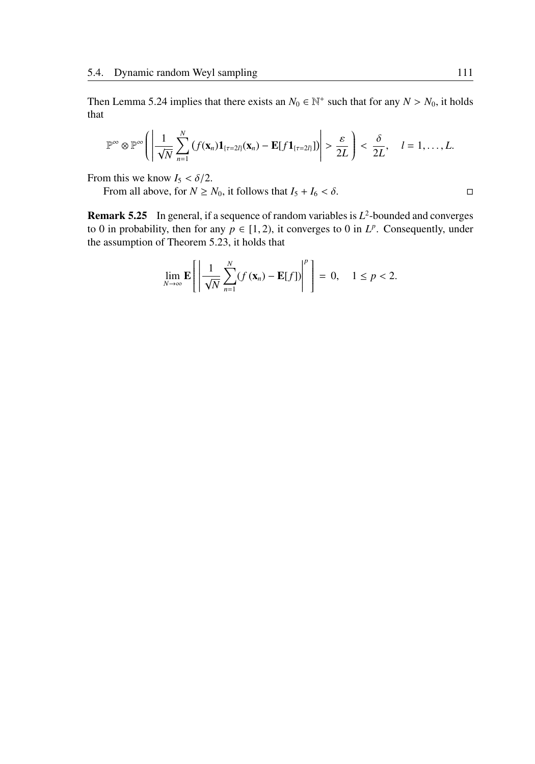Then Lemma 5.24 implies that there exists an $N_0 \in \mathbb{N}^+$ such that for any $N > N_0$, it holds that

$$\mathbb{P}^\infty \otimes \mathbb{P}^\infty \left( \left| \frac{1}{\sqrt{N}} \sum_{n=1}^{N} \left( f(\mathbf{x}_n) \mathbf{1}_{\{\tau = 2l\}}(\mathbf{x}_n) - \mathbf{E}[f \mathbf{1}_{\{\tau=2l\}}] \right) \right| > \frac{\varepsilon}{2L} \right) < \frac{\delta}{2L}, \quad l = 1, \ldots, L.$$

From this we know $I_5 < \delta/2$.

From all above, for $N \geq N_0$, it follows that $I_5 + I_6 < \delta$. □

**Remark 5.25** In general, if a sequence of random variables is $L^2$-bounded and converges to 0 in probability, then for any $p \in [1, 2)$, it converges to 0 in $L^p$. Consequently, under the assumption of Theorem 5.23, it holds that

$$\lim_{N \to \infty} \mathbf{E} \left[ \left| \frac{1}{\sqrt{N}} \sum_{n=1}^{N} (f(\mathbf{x}_n) - \mathbf{E}[f]) \right|^p \right] = 0, \quad 1 \leq p < 2.$$